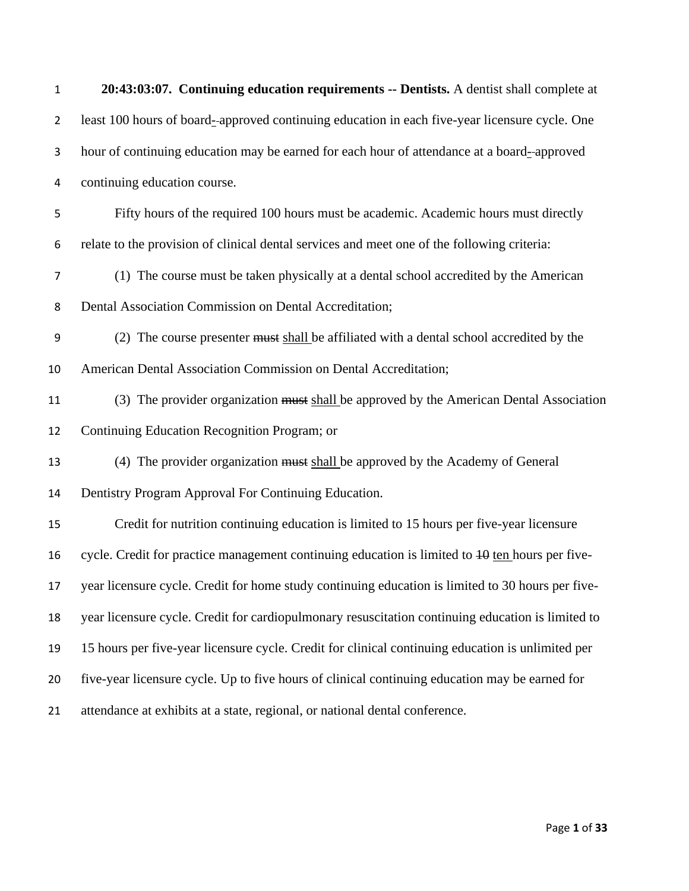**20:43:03:07. Continuing education requirements -- Dentists.** A dentist shall complete at least 100 hours of board- -approved continuing education in each five-year licensure cycle. One hour of continuing education may be earned for each hour of attendance at a board- -approved continuing education course.

Fifty hours of the required 100 hours must be academic. Academic hours must directly relate to the provision of clinical dental services and meet one of the following criteria:

(1) The course must be taken physically at a dental school accredited by the American Dental Association Commission on Dental Accreditation;

(2) The course presenter ~~must~~ <u>shall</u> be affiliated with a dental school accredited by the American Dental Association Commission on Dental Accreditation;

(3) The provider organization ~~must~~ <u>shall</u> be approved by the American Dental Association Continuing Education Recognition Program; or

(4) The provider organization ~~must~~ <u>shall</u> be approved by the Academy of General Dentistry Program Approval For Continuing Education.

Credit for nutrition continuing education is limited to 15 hours per five-year licensure cycle. Credit for practice management continuing education is limited to ~~10~~ <u>ten</u> hours per five-year licensure cycle. Credit for home study continuing education is limited to 30 hours per five-year licensure cycle. Credit for cardiopulmonary resuscitation continuing education is limited to 15 hours per five-year licensure cycle. Credit for clinical continuing education is unlimited per five-year licensure cycle. Up to five hours of clinical continuing education may be earned for attendance at exhibits at a state, regional, or national dental conference.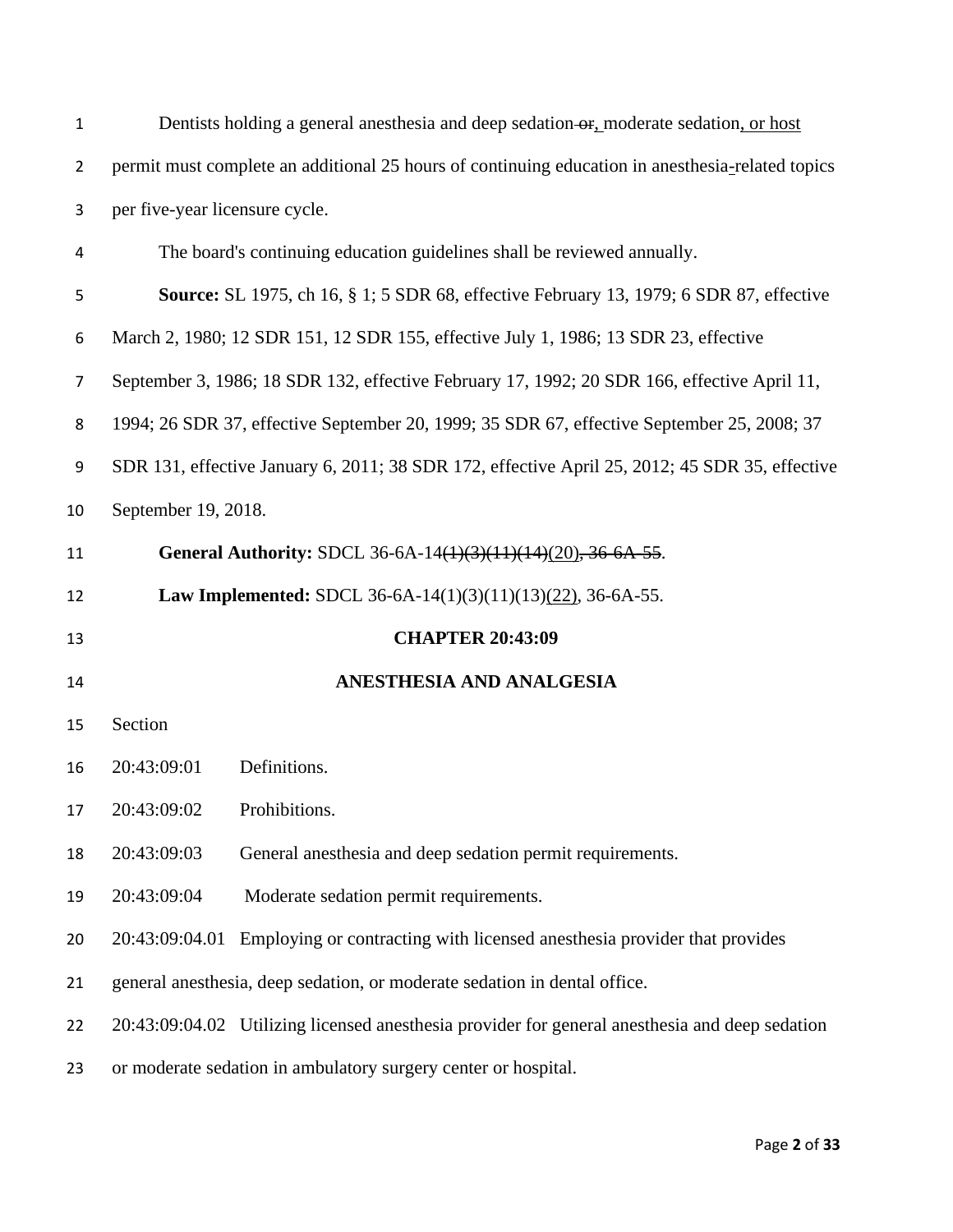Dentists holding a general anesthesia and deep sedation ~~or,~~ moderate sedation, or host permit must complete an additional 25 hours of continuing education in anesthesia-related topics per five-year licensure cycle.

The board's continuing education guidelines shall be reviewed annually.

**Source:** SL 1975, ch 16, § 1; 5 SDR 68, effective February 13, 1979; 6 SDR 87, effective March 2, 1980; 12 SDR 151, 12 SDR 155, effective July 1, 1986; 13 SDR 23, effective September 3, 1986; 18 SDR 132, effective February 17, 1992; 20 SDR 166, effective April 11, 1994; 26 SDR 37, effective September 20, 1999; 35 SDR 67, effective September 25, 2008; 37 SDR 131, effective January 6, 2011; 38 SDR 172, effective April 25, 2012; 45 SDR 35, effective September 19, 2018.

**General Authority:** SDCL 36-6A-14~~(1)(3)(11)(14)~~(20)~~, 36-6A-55~~.

**Law Implemented:** SDCL 36-6A-14(1)(3)(11)(13)(22), 36-6A-55.

## CHAPTER 20:43:09

## ANESTHESIA AND ANALGESIA

Section

20:43:09:01 Definitions.

20:43:09:02 Prohibitions.

20:43:09:03 General anesthesia and deep sedation permit requirements.

20:43:09:04 Moderate sedation permit requirements.

20:43:09:04.01 Employing or contracting with licensed anesthesia provider that provides general anesthesia, deep sedation, or moderate sedation in dental office.

20:43:09:04.02 Utilizing licensed anesthesia provider for general anesthesia and deep sedation or moderate sedation in ambulatory surgery center or hospital.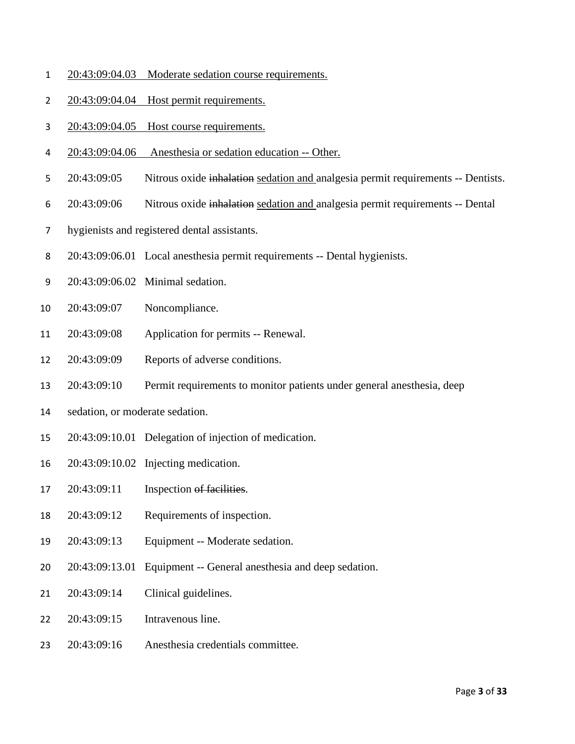20:43:09:04.03 Moderate sedation course requirements.

20:43:09:04.04 Host permit requirements.

20:43:09:04.05 Host course requirements.

20:43:09:04.06 Anesthesia or sedation education -- Other.

20:43:09:05 Nitrous oxide ~~inhalation~~ sedation and analgesia permit requirements -- Dentists.

20:43:09:06 Nitrous oxide ~~inhalation~~ sedation and analgesia permit requirements -- Dental hygienists and registered dental assistants.

20:43:09:06.01 Local anesthesia permit requirements -- Dental hygienists.

20:43:09:06.02 Minimal sedation.

20:43:09:07 Noncompliance.

20:43:09:08 Application for permits -- Renewal.

20:43:09:09 Reports of adverse conditions.

20:43:09:10 Permit requirements to monitor patients under general anesthesia, deep sedation, or moderate sedation.

20:43:09:10.01 Delegation of injection of medication.

20:43:09:10.02 Injecting medication.

20:43:09:11 Inspection ~~of facilities~~.

20:43:09:12 Requirements of inspection.

20:43:09:13 Equipment -- Moderate sedation.

20:43:09:13.01 Equipment -- General anesthesia and deep sedation.

20:43:09:14 Clinical guidelines.

20:43:09:15 Intravenous line.

20:43:09:16 Anesthesia credentials committee.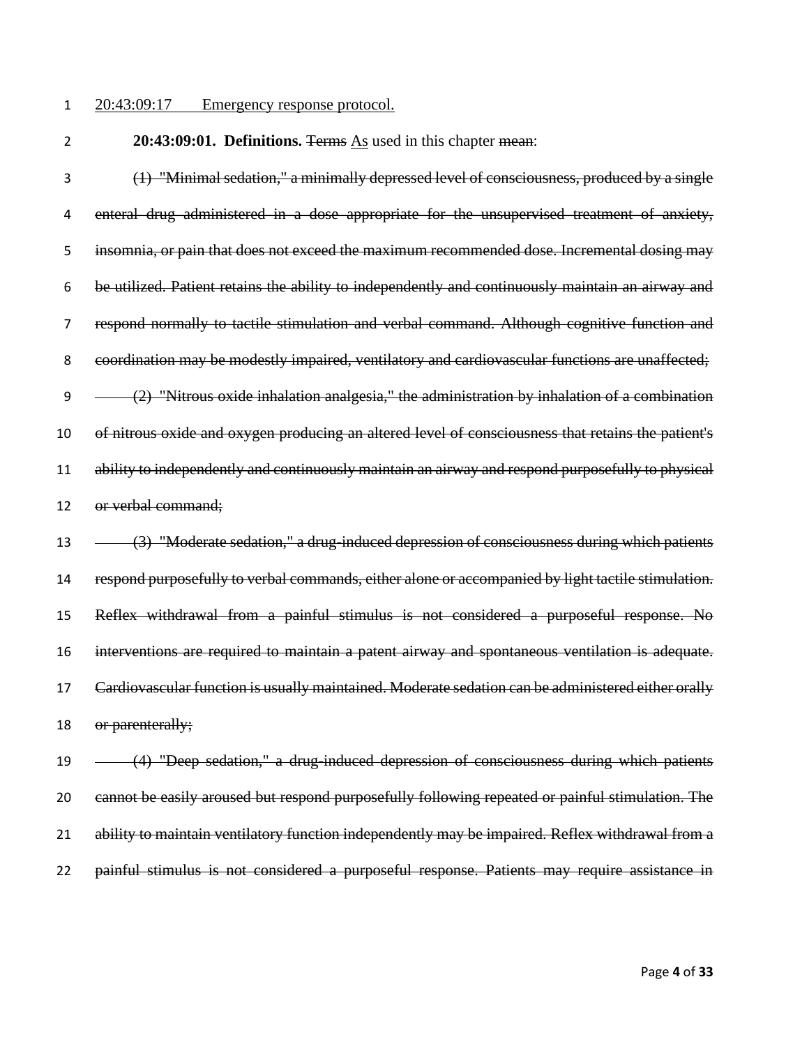<u>20:43:09:17 Emergency response protocol.</u>

**20:43:09:01. Definitions.** ~~Terms~~ <u>As</u> used in this chapter ~~mean~~:

~~(1) "Minimal sedation," a minimally depressed level of consciousness, produced by a single enteral drug administered in a dose appropriate for the unsupervised treatment of anxiety, insomnia, or pain that does not exceed the maximum recommended dose. Incremental dosing may be utilized. Patient retains the ability to independently and continuously maintain an airway and respond normally to tactile stimulation and verbal command. Although cognitive function and coordination may be modestly impaired, ventilatory and cardiovascular functions are unaffected;~~

~~(2) "Nitrous oxide inhalation analgesia," the administration by inhalation of a combination of nitrous oxide and oxygen producing an altered level of consciousness that retains the patient's ability to independently and continuously maintain an airway and respond purposefully to physical or verbal command;~~

~~(3) "Moderate sedation," a drug-induced depression of consciousness during which patients respond purposefully to verbal commands, either alone or accompanied by light tactile stimulation. Reflex withdrawal from a painful stimulus is not considered a purposeful response. No interventions are required to maintain a patent airway and spontaneous ventilation is adequate. Cardiovascular function is usually maintained. Moderate sedation can be administered either orally or parenterally;~~

~~(4) "Deep sedation," a drug-induced depression of consciousness during which patients cannot be easily aroused but respond purposefully following repeated or painful stimulation. The ability to maintain ventilatory function independently may be impaired. Reflex withdrawal from a painful stimulus is not considered a purposeful response. Patients may require assistance in~~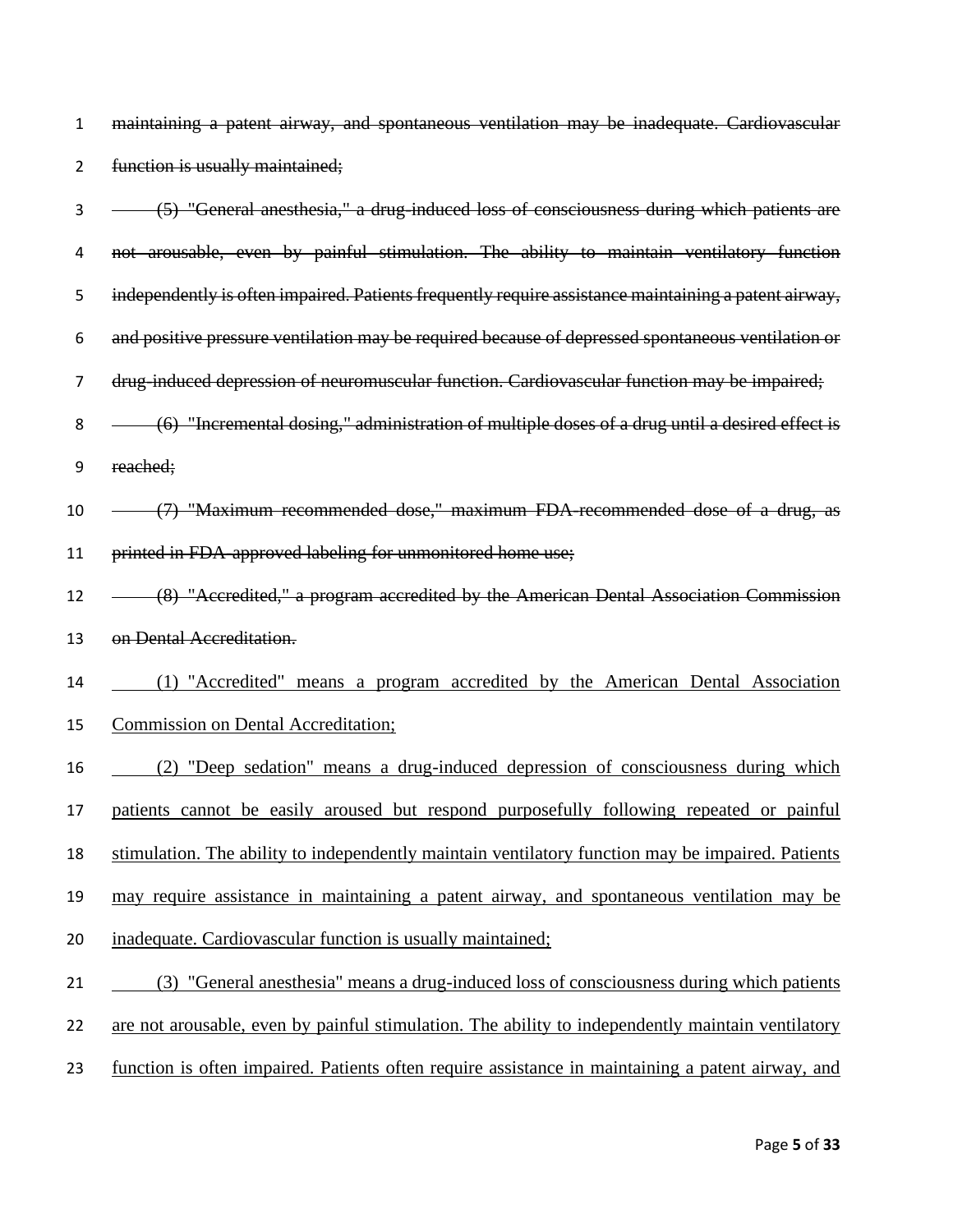~~maintaining a patent airway, and spontaneous ventilation may be inadequate. Cardiovascular function is usually maintained;~~

~~(5) "General anesthesia," a drug-induced loss of consciousness during which patients are not arousable, even by painful stimulation. The ability to maintain ventilatory function independently is often impaired. Patients frequently require assistance maintaining a patent airway, and positive pressure ventilation may be required because of depressed spontaneous ventilation or drug-induced depression of neuromuscular function. Cardiovascular function may be impaired;~~

~~(6) "Incremental dosing," administration of multiple doses of a drug until a desired effect is reached;~~

~~(7) "Maximum recommended dose," maximum FDA-recommended dose of a drug, as printed in FDA-approved labeling for unmonitored home use;~~

~~(8) "Accredited," a program accredited by the American Dental Association Commission on Dental Accreditation.~~

<u>(1) "Accredited" means a program accredited by the American Dental Association Commission on Dental Accreditation;</u>

<u>(2) "Deep sedation" means a drug-induced depression of consciousness during which patients cannot be easily aroused but respond purposefully following repeated or painful stimulation. The ability to independently maintain ventilatory function may be impaired. Patients may require assistance in maintaining a patent airway, and spontaneous ventilation may be inadequate. Cardiovascular function is usually maintained;</u>

<u>(3) "General anesthesia" means a drug-induced loss of consciousness during which patients are not arousable, even by painful stimulation. The ability to independently maintain ventilatory function is often impaired. Patients often require assistance in maintaining a patent airway, and</u>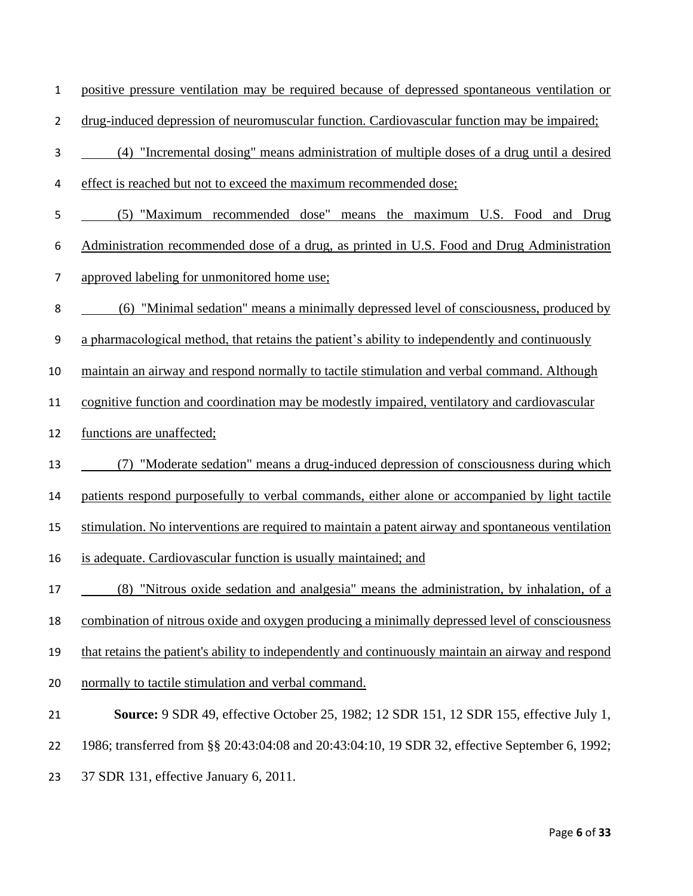positive pressure ventilation may be required because of depressed spontaneous ventilation or drug-induced depression of neuromuscular function. Cardiovascular function may be impaired;

(4) "Incremental dosing" means administration of multiple doses of a drug until a desired effect is reached but not to exceed the maximum recommended dose;

(5) "Maximum recommended dose" means the maximum U.S. Food and Drug Administration recommended dose of a drug, as printed in U.S. Food and Drug Administration approved labeling for unmonitored home use;

(6) "Minimal sedation" means a minimally depressed level of consciousness, produced by a pharmacological method, that retains the patient's ability to independently and continuously maintain an airway and respond normally to tactile stimulation and verbal command. Although cognitive function and coordination may be modestly impaired, ventilatory and cardiovascular functions are unaffected;

(7) "Moderate sedation" means a drug-induced depression of consciousness during which patients respond purposefully to verbal commands, either alone or accompanied by light tactile stimulation. No interventions are required to maintain a patent airway and spontaneous ventilation is adequate. Cardiovascular function is usually maintained; and

(8) "Nitrous oxide sedation and analgesia" means the administration, by inhalation, of a combination of nitrous oxide and oxygen producing a minimally depressed level of consciousness that retains the patient's ability to independently and continuously maintain an airway and respond normally to tactile stimulation and verbal command.

**Source:** 9 SDR 49, effective October 25, 1982; 12 SDR 151, 12 SDR 155, effective July 1, 1986; transferred from §§ 20:43:04:08 and 20:43:04:10, 19 SDR 32, effective September 6, 1992; 37 SDR 131, effective January 6, 2011.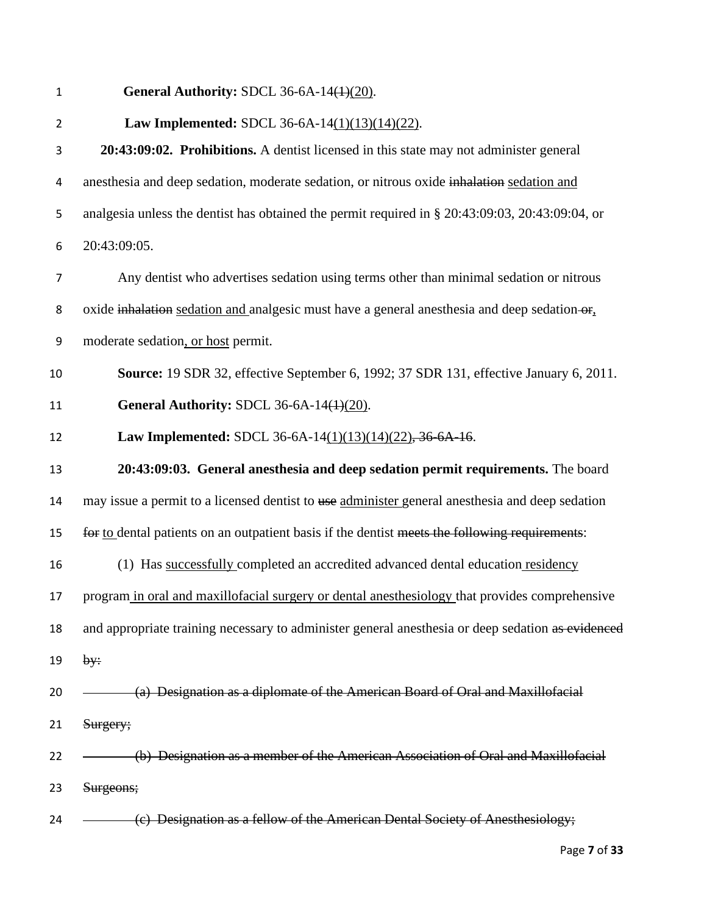**General Authority:** SDCL 36-6A-14~~(1)~~<u>(20)</u>.

**Law Implemented:** SDCL 36-6A-14<u>(1)(13)(14)(22)</u>.

**20:43:09:02. Prohibitions.** A dentist licensed in this state may not administer general anesthesia and deep sedation, moderate sedation, or nitrous oxide ~~inhalation~~ <u>sedation and</u> analgesia unless the dentist has obtained the permit required in § 20:43:09:03, 20:43:09:04, or 20:43:09:05.

Any dentist who advertises sedation using terms other than minimal sedation or nitrous oxide ~~inhalation~~ <u>sedation and</u> analgesic must have a general anesthesia and deep sedation ~~or~~<u>,</u> moderate sedation<u>, or host</u> permit.

**Source:** 19 SDR 32, effective September 6, 1992; 37 SDR 131, effective January 6, 2011.

**General Authority:** SDCL 36-6A-14~~(1)~~<u>(20)</u>.

**Law Implemented:** SDCL 36-6A-14<u>(1)(13)(14)(22)</u>~~, 36-6A-16~~.

**20:43:09:03. General anesthesia and deep sedation permit requirements.** The board may issue a permit to a licensed dentist to ~~use~~ <u>administer</u> general anesthesia and deep sedation ~~for~~ <u>to</u> dental patients on an outpatient basis if the dentist ~~meets the following requirements~~:

(1) Has <u>successfully</u> completed an accredited advanced dental education <u>residency</u> program <u>in oral and maxillofacial surgery or dental anesthesiology</u> that provides comprehensive and appropriate training necessary to administer general anesthesia or deep sedation ~~as evidenced by:~~

~~(a) Designation as a diplomate of the American Board of Oral and Maxillofacial Surgery;~~

~~(b) Designation as a member of the American Association of Oral and Maxillofacial Surgeons;~~

~~(c) Designation as a fellow of the American Dental Society of Anesthesiology;~~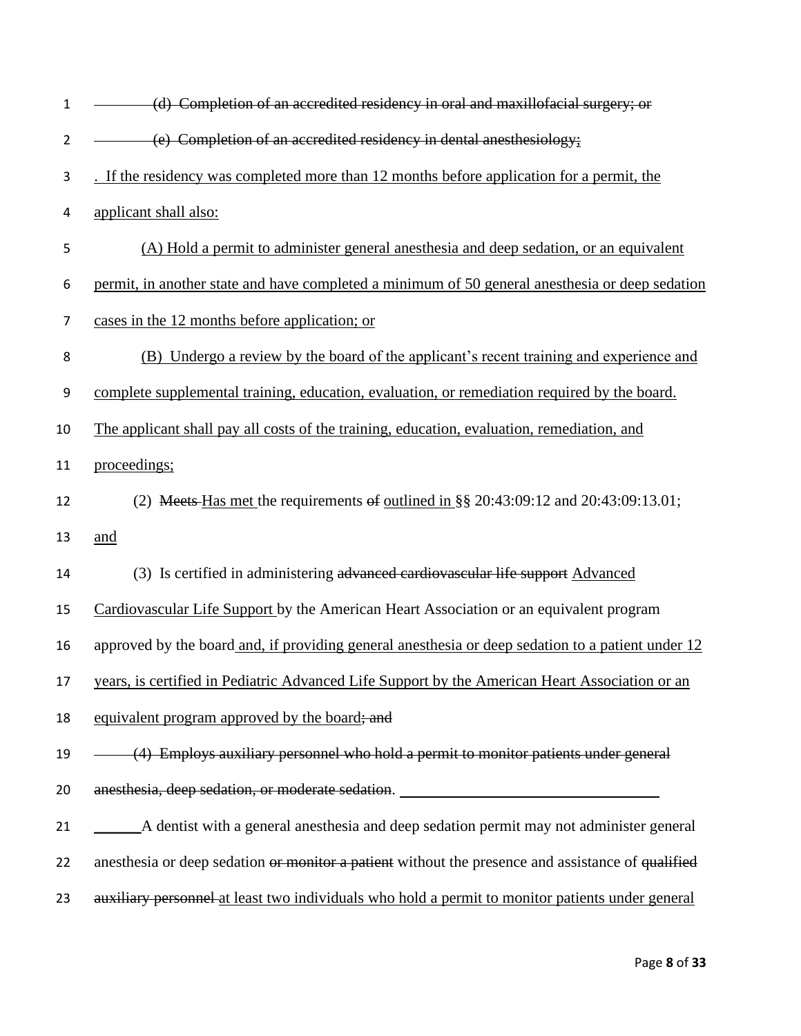~~(d) Completion of an accredited residency in oral and maxillofacial surgery; or~~

~~(e) Completion of an accredited residency in dental anesthesiology;~~

<u>. If the residency was completed more than 12 months before application for a permit, the applicant shall also:</u>

<u>(A) Hold a permit to administer general anesthesia and deep sedation, or an equivalent permit, in another state and have completed a minimum of 50 general anesthesia or deep sedation cases in the 12 months before application; or</u>

<u>(B) Undergo a review by the board of the applicant's recent training and experience and complete supplemental training, education, evaluation, or remediation required by the board. The applicant shall pay all costs of the training, education, evaluation, remediation, and proceedings;</u>

(2) ~~Meets~~ <u>Has met</u> the requirements ~~of~~ <u>outlined in</u> §§ 20:43:09:12 and 20:43:09:13.01; <u>and</u>

(3) Is certified in administering ~~advanced cardiovascular life support~~ <u>Advanced Cardiovascular Life Support</u> by the American Heart Association or an equivalent program approved by the board <u>and, if providing general anesthesia or deep sedation to a patient under 12 years, is certified in Pediatric Advanced Life Support by the American Heart Association or an equivalent program approved by the board</u>~~; and~~

~~(4) Employs auxiliary personnel who hold a permit to monitor patients under general anesthesia, deep sedation, or moderate sedation.~~

A dentist with a general anesthesia and deep sedation permit may not administer general anesthesia or deep sedation ~~or monitor a patient~~ without the presence and assistance of ~~qualified auxiliary personnel~~ <u>at least two individuals who hold a permit to monitor patients under general</u>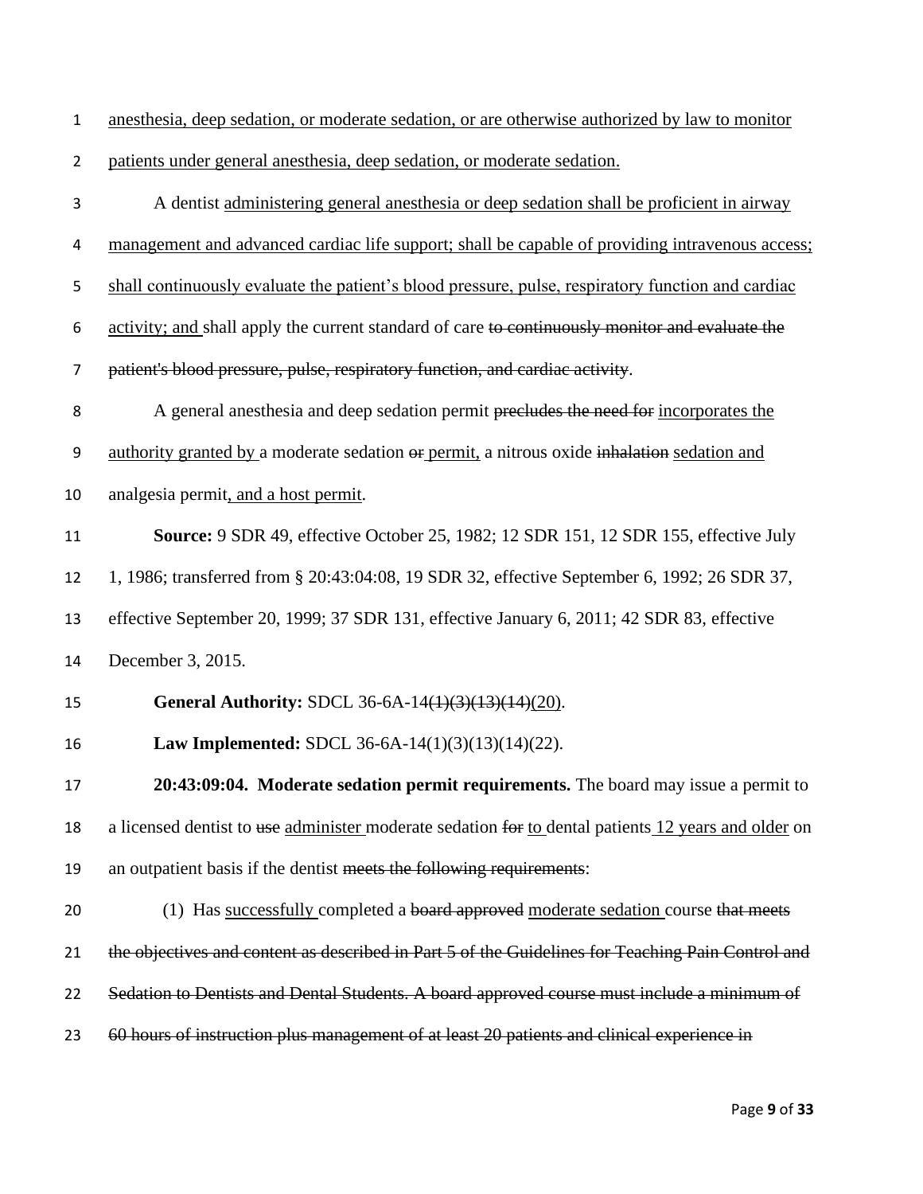<u>anesthesia, deep sedation, or moderate sedation, or are otherwise authorized by law to monitor patients under general anesthesia, deep sedation, or moderate sedation.</u>

A dentist <u>administering general anesthesia or deep sedation shall be proficient in airway management and advanced cardiac life support; shall be capable of providing intravenous access; shall continuously evaluate the patient's blood pressure, pulse, respiratory function and cardiac activity; and</u> shall apply the current standard of care ~~to continuously monitor and evaluate the patient's blood pressure, pulse, respiratory function, and cardiac activity~~.

A general anesthesia and deep sedation permit ~~precludes the need for~~ <u>incorporates the authority granted by</u> a moderate sedation ~~or~~ <u>permit,</u> a nitrous oxide ~~inhalation~~ <u>sedation and</u> analgesia permit<u>, and a host permit</u>.

**Source:** 9 SDR 49, effective October 25, 1982; 12 SDR 151, 12 SDR 155, effective July 1, 1986; transferred from § 20:43:04:08, 19 SDR 32, effective September 6, 1992; 26 SDR 37, effective September 20, 1999; 37 SDR 131, effective January 6, 2011; 42 SDR 83, effective December 3, 2015.

**General Authority:** SDCL 36-6A-14~~(1)(3)(13)(14)~~<u>(20)</u>.

**Law Implemented:** SDCL 36-6A-14(1)(3)(13)(14)(22).

**20:43:09:04. Moderate sedation permit requirements.** The board may issue a permit to a licensed dentist to ~~use~~ <u>administer</u> moderate sedation ~~for~~ <u>to</u> dental patients <u>12 years and older</u> on an outpatient basis if the dentist ~~meets the following requirements~~:

(1) Has <u>successfully</u> completed a ~~board approved~~ <u>moderate sedation</u> course ~~that meets the objectives and content as described in Part 5 of the Guidelines for Teaching Pain Control and Sedation to Dentists and Dental Students. A board approved course must include a minimum of 60 hours of instruction plus management of at least 20 patients and clinical experience in~~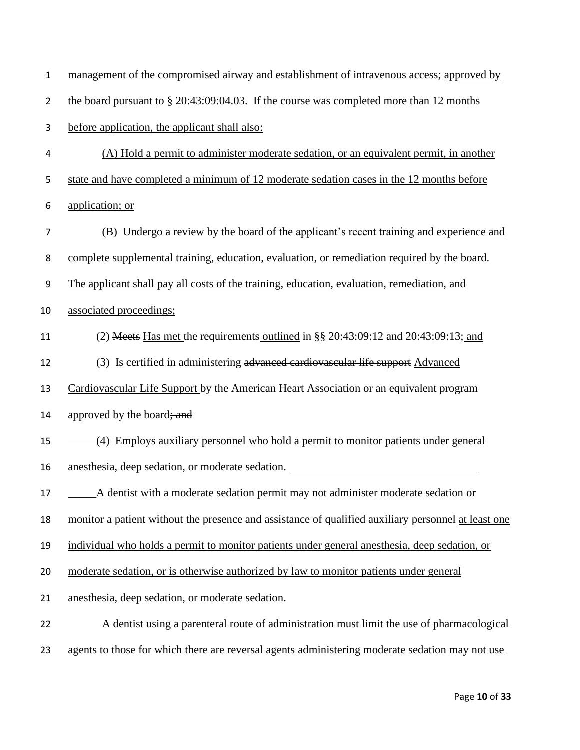~~management of the compromised airway and establishment of intravenous access;~~ <u>approved by the board pursuant to § 20:43:09:04.03. If the course was completed more than 12 months before application, the applicant shall also:</u>

<u>(A) Hold a permit to administer moderate sedation, or an equivalent permit, in another state and have completed a minimum of 12 moderate sedation cases in the 12 months before application; or</u>

<u>(B) Undergo a review by the board of the applicant's recent training and experience and complete supplemental training, education, evaluation, or remediation required by the board. The applicant shall pay all costs of the training, education, evaluation, remediation, and associated proceedings;</u>

(2) ~~Meets~~ <u>Has met</u> the requirements <u>outlined</u> in §§ 20:43:09:12 and 20:43:09:13<u>; and</u>

(3) Is certified in administering ~~advanced cardiovascular life support~~ <u>Advanced Cardiovascular Life Support</u> by the American Heart Association or an equivalent program approved by the board~~; and~~

~~(4) Employs auxiliary personnel who hold a permit to monitor patients under general anesthesia, deep sedation, or moderate sedation~~.

A dentist with a moderate sedation permit may not administer moderate sedation ~~or monitor a patient~~ without the presence and assistance of ~~qualified auxiliary personnel~~ <u>at least one individual who holds a permit to monitor patients under general anesthesia, deep sedation, or moderate sedation, or is otherwise authorized by law to monitor patients under general anesthesia, deep sedation, or moderate sedation.</u>

A dentist ~~using a parenteral route of administration must limit the use of pharmacological agents to those for which there are reversal agents~~ <u>administering moderate sedation may not use</u>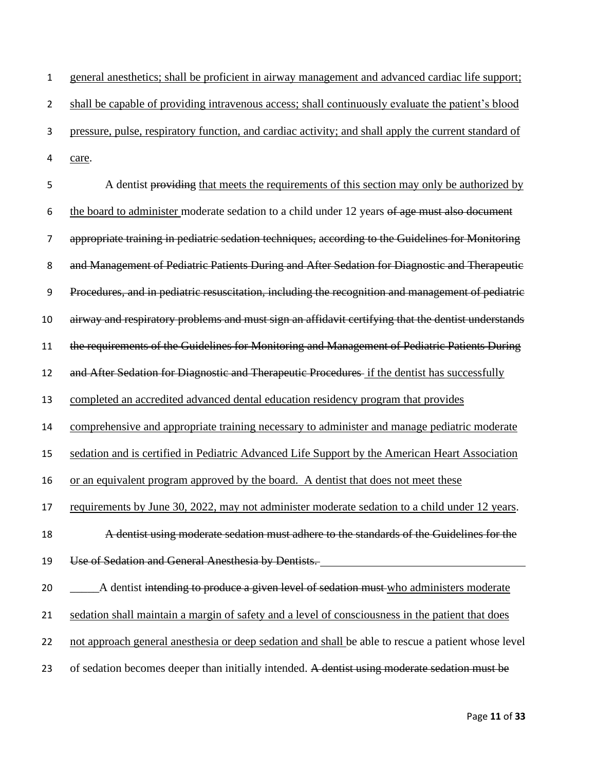<u>general anesthetics; shall be proficient in airway management and advanced cardiac life support; shall be capable of providing intravenous access; shall continuously evaluate the patient's blood pressure, pulse, respiratory function, and cardiac activity; and shall apply the current standard of care</u>.

A dentist ~~providing~~ <u>that meets the requirements of this section may only be authorized by the board to administer</u> moderate sedation to a child under 12 years ~~of age must also document appropriate training in pediatric sedation techniques, according to the Guidelines for Monitoring and Management of Pediatric Patients During and After Sedation for Diagnostic and Therapeutic Procedures, and in pediatric resuscitation, including the recognition and management of pediatric airway and respiratory problems and must sign an affidavit certifying that the dentist understands the requirements of the Guidelines for Monitoring and Management of Pediatric Patients During and After Sedation for Diagnostic and Therapeutic Procedures~~ <u>if the dentist has successfully completed an accredited advanced dental education residency program that provides comprehensive and appropriate training necessary to administer and manage pediatric moderate sedation and is certified in Pediatric Advanced Life Support by the American Heart Association or an equivalent program approved by the board. A dentist that does not meet these requirements by June 30, 2022, may not administer moderate sedation to a child under 12 years</u>.

~~A dentist using moderate sedation must adhere to the standards of the Guidelines for the Use of Sedation and General Anesthesia by Dentists.~~

A dentist ~~intending to produce a given level of sedation must~~ <u>who administers moderate sedation shall maintain a margin of safety and a level of consciousness in the patient that does not approach general anesthesia or deep sedation and shall</u> be able to rescue a patient whose level of sedation becomes deeper than initially intended. ~~A dentist using moderate sedation must be~~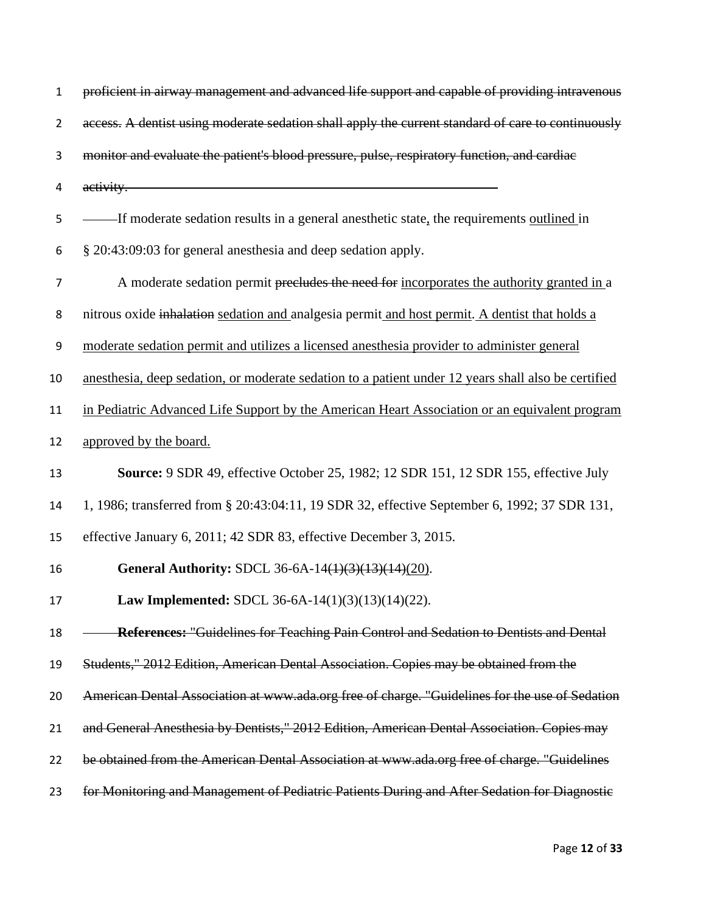~~proficient in airway management and advanced life support and capable of providing intravenous access. A dentist using moderate sedation shall apply the current standard of care to continuously monitor and evaluate the patient's blood pressure, pulse, respiratory function, and cardiac activity.~~

If moderate sedation results in a general anesthetic state<ins>,</ins> the requirements <ins>outlined </ins>in § 20:43:09:03 for general anesthesia and deep sedation apply.

A moderate sedation permit ~~precludes the need for~~ <ins>incorporates the authority granted in </ins>a nitrous oxide ~~inhalation~~ <ins>sedation and </ins>analgesia permit<ins> and host permit</ins>. <ins>A dentist that holds a moderate sedation permit and utilizes a licensed anesthesia provider to administer general anesthesia, deep sedation, or moderate sedation to a patient under 12 years shall also be certified in Pediatric Advanced Life Support by the American Heart Association or an equivalent program approved by the board.</ins>

**Source:** 9 SDR 49, effective October 25, 1982; 12 SDR 151, 12 SDR 155, effective July 1, 1986; transferred from § 20:43:04:11, 19 SDR 32, effective September 6, 1992; 37 SDR 131, effective January 6, 2011; 42 SDR 83, effective December 3, 2015.

**General Authority:** SDCL 36-6A-14~~(1)(3)(13)(14)~~<ins>(20)</ins>.

**Law Implemented:** SDCL 36-6A-14(1)(3)(13)(14)(22).

~~**References:** "Guidelines for Teaching Pain Control and Sedation to Dentists and Dental Students," 2012 Edition, American Dental Association. Copies may be obtained from the American Dental Association at www.ada.org free of charge. "Guidelines for the use of Sedation and General Anesthesia by Dentists," 2012 Edition, American Dental Association. Copies may be obtained from the American Dental Association at www.ada.org free of charge. "Guidelines for Monitoring and Management of Pediatric Patients During and After Sedation for Diagnostic~~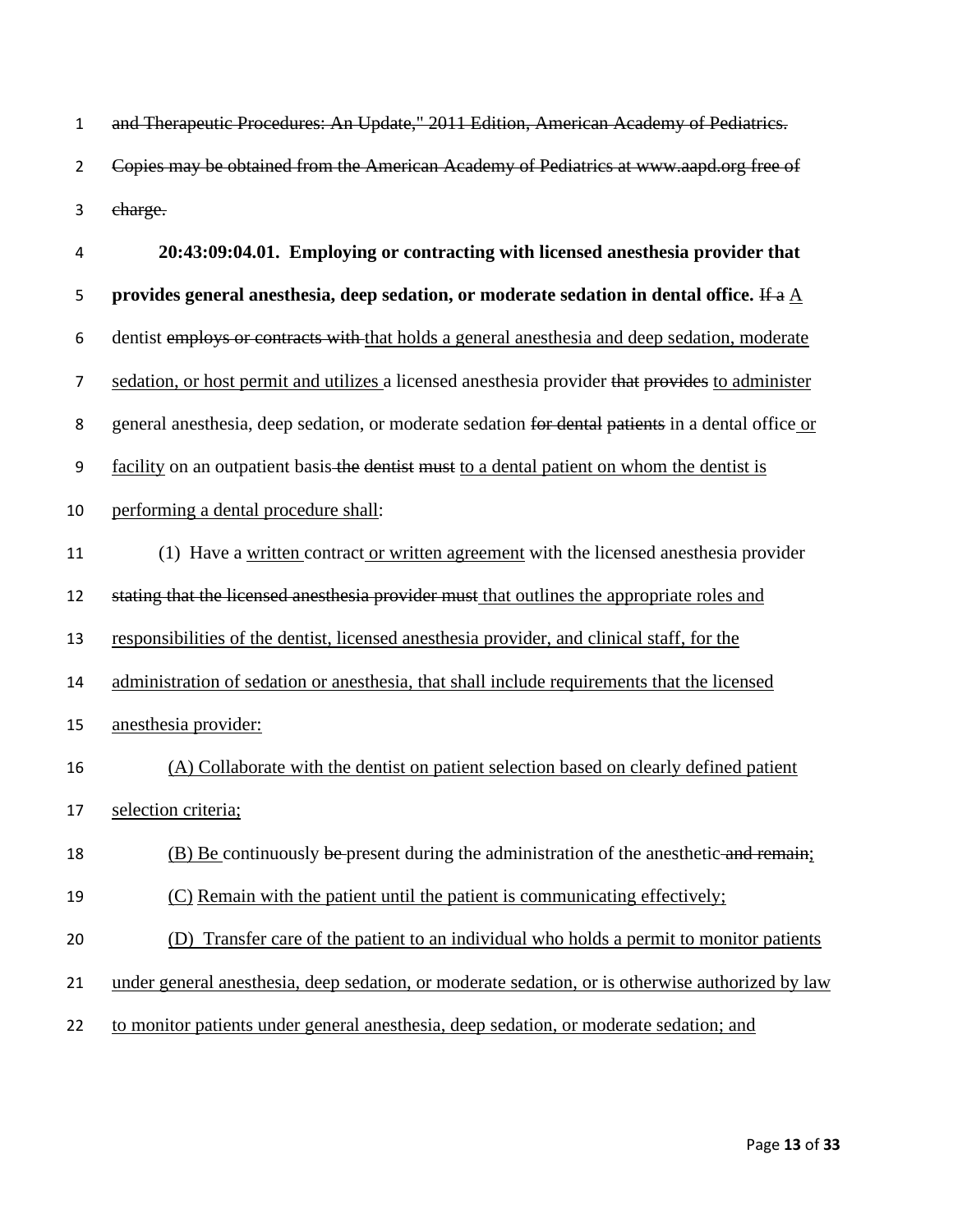~~and Therapeutic Procedures: An Update," 2011 Edition, American Academy of Pediatrics. Copies may be obtained from the American Academy of Pediatrics at www.aapd.org free of charge.~~

**20:43:09:04.01. Employing or contracting with licensed anesthesia provider that provides general anesthesia, deep sedation, or moderate sedation in dental office.** ~~If a~~ <u>A</u> dentist ~~employs or contracts with~~ <u>that holds a general anesthesia and deep sedation, moderate sedation, or host permit and utilizes</u> a licensed anesthesia provider ~~that provides~~ <u>to administer</u> general anesthesia, deep sedation, or moderate sedation ~~for dental patients~~ in a dental office <u>or facility</u> on an outpatient basis ~~the dentist must~~ <u>to a dental patient on whom the dentist is performing a dental procedure shall</u>:

(1) Have a <u>written</u> contract <u>or written agreement</u> with the licensed anesthesia provider ~~stating that the licensed anesthesia provider must~~ <u>that outlines the appropriate roles and responsibilities of the dentist, licensed anesthesia provider, and clinical staff, for the administration of sedation or anesthesia, that shall include requirements that the licensed anesthesia provider:</u>

<u>(A) Collaborate with the dentist on patient selection based on clearly defined patient selection criteria;</u>

<u>(B) Be</u> continuously ~~be~~ present during the administration of the anesthetic ~~and remain~~<u>;</u>

<u>(C) Remain with the patient until the patient is communicating effectively;</u>

<u>(D) Transfer care of the patient to an individual who holds a permit to monitor patients under general anesthesia, deep sedation, or moderate sedation, or is otherwise authorized by law to monitor patients under general anesthesia, deep sedation, or moderate sedation; and</u>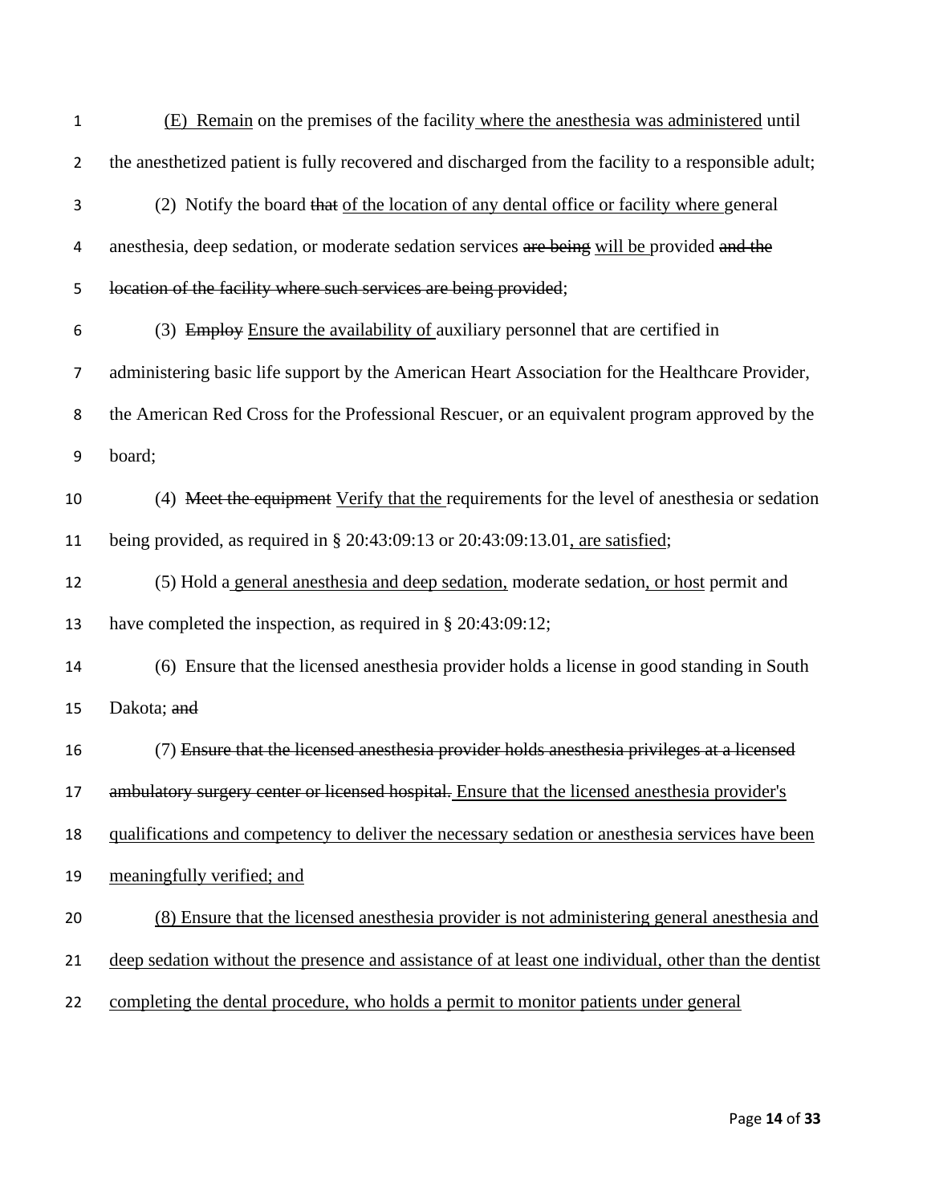(E) Remain on the premises of the facility where the anesthesia was administered until the anesthetized patient is fully recovered and discharged from the facility to a responsible adult;

(2) Notify the board ~~that~~ of the location of any dental office or facility where general anesthesia, deep sedation, or moderate sedation services ~~are being~~ will be provided ~~and the location of the facility where such services are being provided~~;

(3) ~~Employ~~ Ensure the availability of auxiliary personnel that are certified in administering basic life support by the American Heart Association for the Healthcare Provider, the American Red Cross for the Professional Rescuer, or an equivalent program approved by the board;

(4) ~~Meet the equipment~~ Verify that the requirements for the level of anesthesia or sedation being provided, as required in § 20:43:09:13 or 20:43:09:13.01, are satisfied;

(5) Hold a general anesthesia and deep sedation, moderate sedation, or host permit and have completed the inspection, as required in § 20:43:09:12;

(6) Ensure that the licensed anesthesia provider holds a license in good standing in South Dakota; ~~and~~

(7) ~~Ensure that the licensed anesthesia provider holds anesthesia privileges at a licensed ambulatory surgery center or licensed hospital.~~ Ensure that the licensed anesthesia provider's qualifications and competency to deliver the necessary sedation or anesthesia services have been meaningfully verified; and

(8) Ensure that the licensed anesthesia provider is not administering general anesthesia and deep sedation without the presence and assistance of at least one individual, other than the dentist completing the dental procedure, who holds a permit to monitor patients under general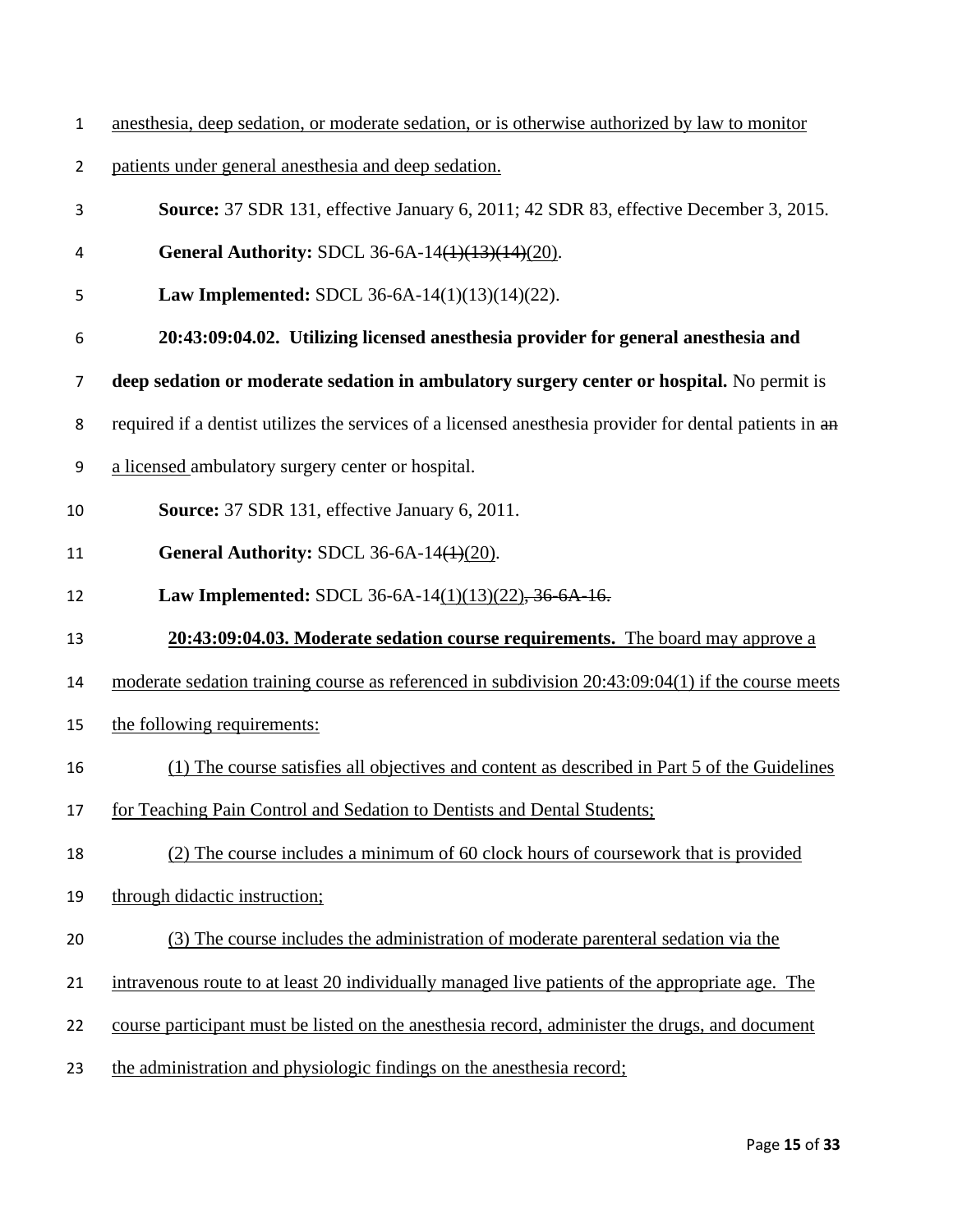anesthesia, deep sedation, or moderate sedation, or is otherwise authorized by law to monitor patients under general anesthesia and deep sedation.

**Source:** 37 SDR 131, effective January 6, 2011; 42 SDR 83, effective December 3, 2015.

**General Authority:** SDCL 36-6A-14~~(1)(13)(14)~~(20).

**Law Implemented:** SDCL 36-6A-14(1)(13)(14)(22).

**20:43:09:04.02. Utilizing licensed anesthesia provider for general anesthesia and deep sedation or moderate sedation in ambulatory surgery center or hospital.** No permit is required if a dentist utilizes the services of a licensed anesthesia provider for dental patients in ~~an~~ a licensed ambulatory surgery center or hospital.

**Source:** 37 SDR 131, effective January 6, 2011.

**General Authority:** SDCL 36-6A-14~~(1)~~(20).

**Law Implemented:** SDCL 36-6A-14(1)(13)(22)~~, 36-6A-16.~~

**20:43:09:04.03. Moderate sedation course requirements.** The board may approve a moderate sedation training course as referenced in subdivision 20:43:09:04(1) if the course meets the following requirements:

(1) The course satisfies all objectives and content as described in Part 5 of the Guidelines for Teaching Pain Control and Sedation to Dentists and Dental Students;

(2) The course includes a minimum of 60 clock hours of coursework that is provided through didactic instruction;

(3) The course includes the administration of moderate parenteral sedation via the intravenous route to at least 20 individually managed live patients of the appropriate age. The course participant must be listed on the anesthesia record, administer the drugs, and document the administration and physiologic findings on the anesthesia record;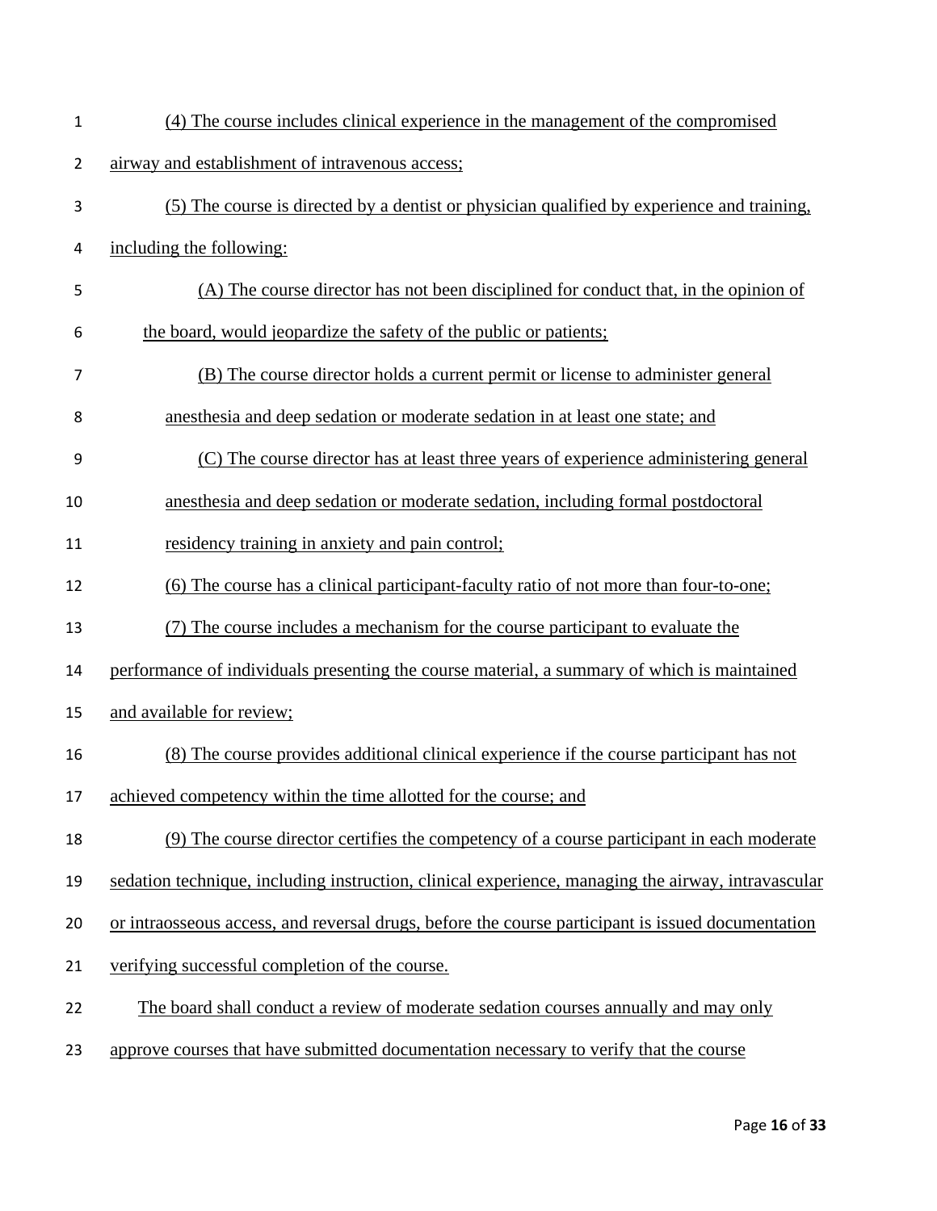(4) The course includes clinical experience in the management of the compromised airway and establishment of intravenous access;

(5) The course is directed by a dentist or physician qualified by experience and training, including the following:

(A) The course director has not been disciplined for conduct that, in the opinion of the board, would jeopardize the safety of the public or patients;

(B) The course director holds a current permit or license to administer general anesthesia and deep sedation or moderate sedation in at least one state; and

(C) The course director has at least three years of experience administering general anesthesia and deep sedation or moderate sedation, including formal postdoctoral residency training in anxiety and pain control;

(6) The course has a clinical participant-faculty ratio of not more than four-to-one;

(7) The course includes a mechanism for the course participant to evaluate the performance of individuals presenting the course material, a summary of which is maintained and available for review;

(8) The course provides additional clinical experience if the course participant has not achieved competency within the time allotted for the course; and

(9) The course director certifies the competency of a course participant in each moderate sedation technique, including instruction, clinical experience, managing the airway, intravascular or intraosseous access, and reversal drugs, before the course participant is issued documentation verifying successful completion of the course.

The board shall conduct a review of moderate sedation courses annually and may only approve courses that have submitted documentation necessary to verify that the course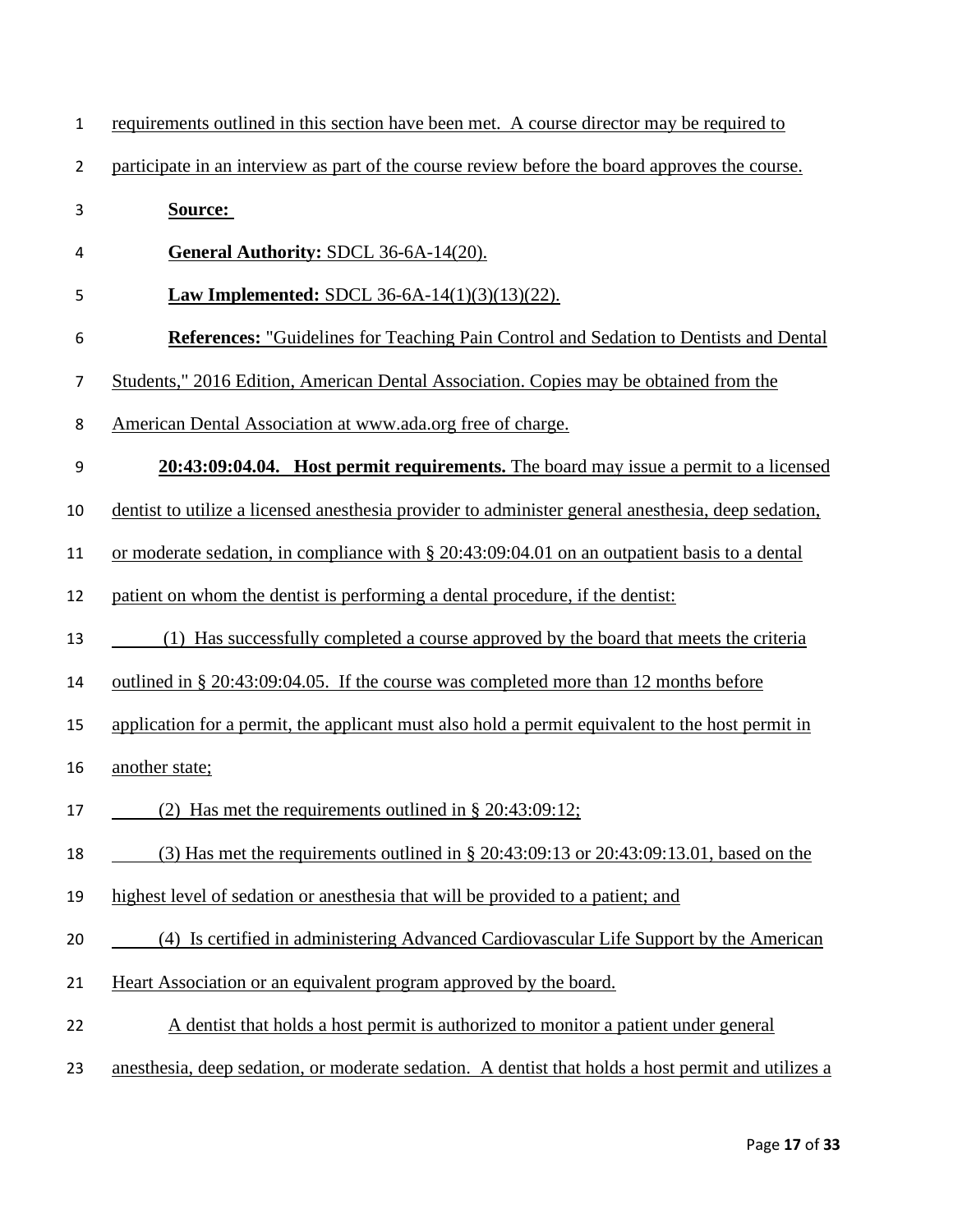requirements outlined in this section have been met. A course director may be required to participate in an interview as part of the course review before the board approves the course.

**Source:**

**General Authority:** SDCL 36-6A-14(20).

**Law Implemented:** SDCL 36-6A-14(1)(3)(13)(22).

**References:** "Guidelines for Teaching Pain Control and Sedation to Dentists and Dental Students," 2016 Edition, American Dental Association. Copies may be obtained from the American Dental Association at www.ada.org free of charge.

**20:43:09:04.04. Host permit requirements.** The board may issue a permit to a licensed dentist to utilize a licensed anesthesia provider to administer general anesthesia, deep sedation, or moderate sedation, in compliance with § 20:43:09:04.01 on an outpatient basis to a dental patient on whom the dentist is performing a dental procedure, if the dentist:

(1) Has successfully completed a course approved by the board that meets the criteria outlined in § 20:43:09:04.05. If the course was completed more than 12 months before application for a permit, the applicant must also hold a permit equivalent to the host permit in another state;

(2) Has met the requirements outlined in § 20:43:09:12;

(3) Has met the requirements outlined in § 20:43:09:13 or 20:43:09:13.01, based on the highest level of sedation or anesthesia that will be provided to a patient; and

(4) Is certified in administering Advanced Cardiovascular Life Support by the American Heart Association or an equivalent program approved by the board.

A dentist that holds a host permit is authorized to monitor a patient under general anesthesia, deep sedation, or moderate sedation. A dentist that holds a host permit and utilizes a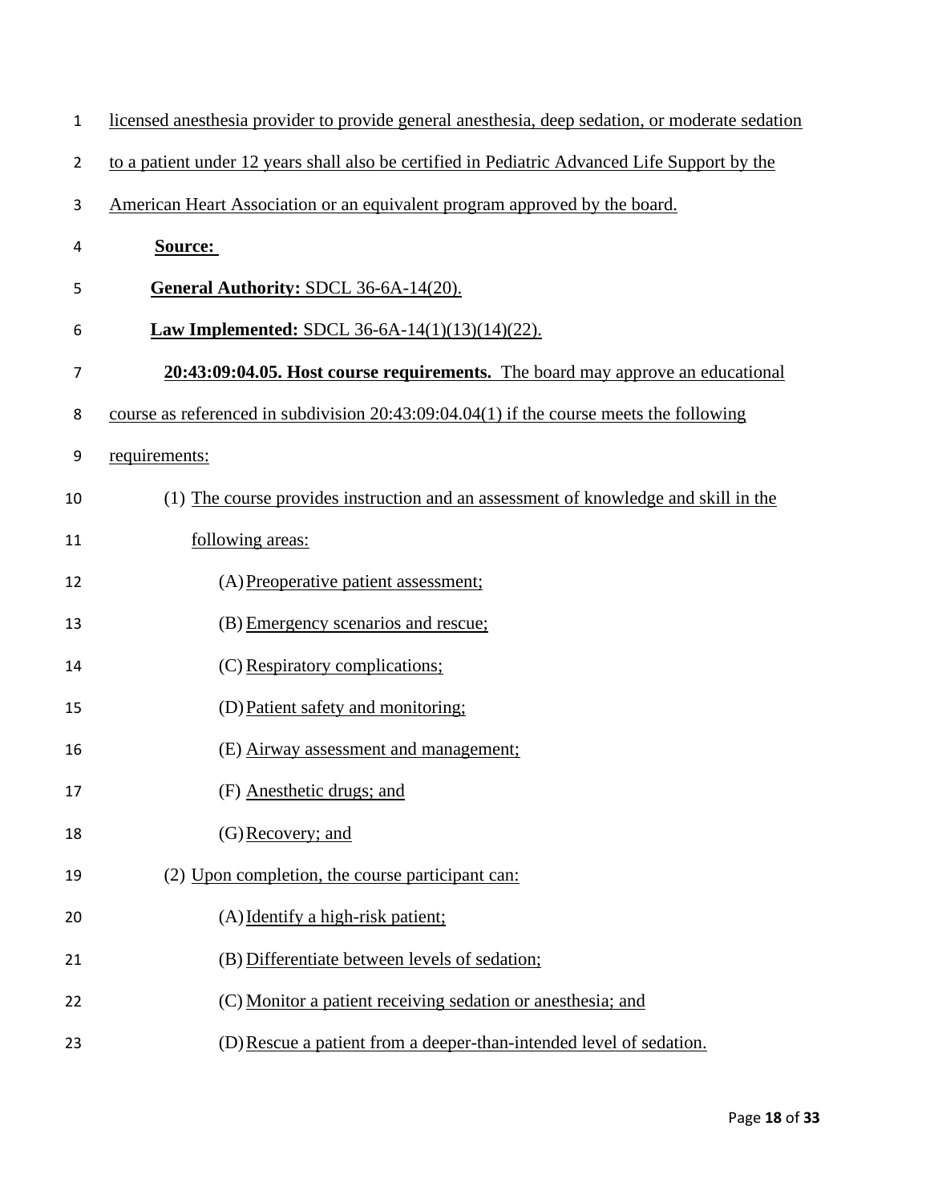licensed anesthesia provider to provide general anesthesia, deep sedation, or moderate sedation to a patient under 12 years shall also be certified in Pediatric Advanced Life Support by the American Heart Association or an equivalent program approved by the board.

**Source:**

**General Authority:** SDCL 36-6A-14(20).

**Law Implemented:** SDCL 36-6A-14(1)(13)(14)(22).

**20:43:09:04.05. Host course requirements.** The board may approve an educational course as referenced in subdivision 20:43:09:04.04(1) if the course meets the following requirements:

(1) The course provides instruction and an assessment of knowledge and skill in the following areas:

- (A) Preoperative patient assessment;
- (B) Emergency scenarios and rescue;
- (C) Respiratory complications;
- (D) Patient safety and monitoring;
- (E) Airway assessment and management;
- (F) Anesthetic drugs; and
- (G) Recovery; and

(2) Upon completion, the course participant can:

- (A) Identify a high-risk patient;
- (B) Differentiate between levels of sedation;
- (C) Monitor a patient receiving sedation or anesthesia; and
- (D) Rescue a patient from a deeper-than-intended level of sedation.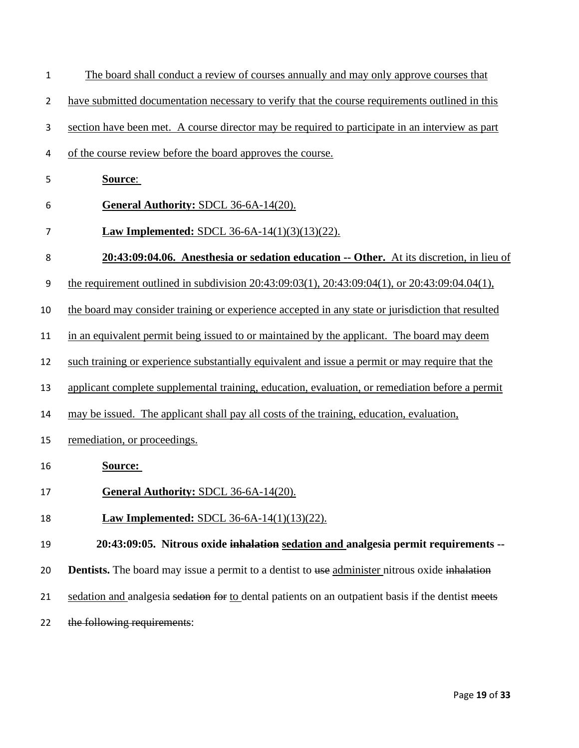The board shall conduct a review of courses annually and may only approve courses that have submitted documentation necessary to verify that the course requirements outlined in this section have been met. A course director may be required to participate in an interview as part of the course review before the board approves the course.

**Source**:

**General Authority:** SDCL 36-6A-14(20).

**Law Implemented:** SDCL 36-6A-14(1)(3)(13)(22).

**20:43:09:04.06. Anesthesia or sedation education -- Other.** At its discretion, in lieu of the requirement outlined in subdivision 20:43:09:03(1), 20:43:09:04(1), or 20:43:09:04.04(1), the board may consider training or experience accepted in any state or jurisdiction that resulted in an equivalent permit being issued to or maintained by the applicant. The board may deem such training or experience substantially equivalent and issue a permit or may require that the applicant complete supplemental training, education, evaluation, or remediation before a permit may be issued. The applicant shall pay all costs of the training, education, evaluation, remediation, or proceedings.

**Source:**

**General Authority:** SDCL 36-6A-14(20).

**Law Implemented:** SDCL 36-6A-14(1)(13)(22).

**20:43:09:05. Nitrous oxide ~~inhalation~~ sedation and analgesia permit requirements -- Dentists.** The board may issue a permit to a dentist to ~~use~~ administer nitrous oxide ~~inhalation~~ sedation and analgesia ~~sedation~~ ~~for~~ to dental patients on an outpatient basis if the dentist ~~meets the following requirements~~: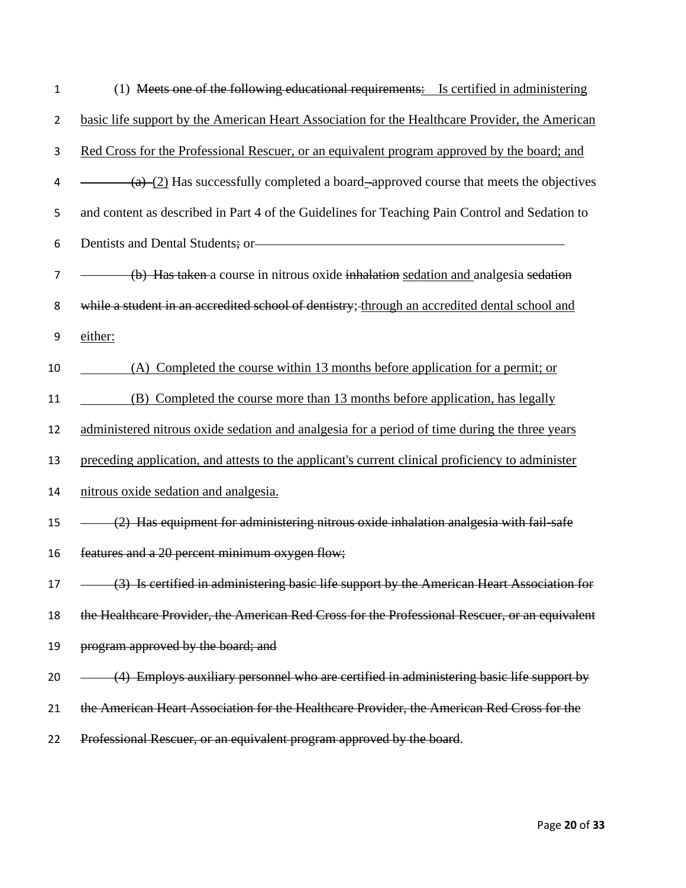(1) ~~Meets one of the following educational requirements:~~ <u>Is certified in administering basic life support by the American Heart Association for the Healthcare Provider, the American Red Cross for the Professional Rescuer, or an equivalent program approved by the board; and</u>

~~(a)~~ <u>(2)</u> Has successfully completed a board-approved course that meets the objectives and content as described in Part 4 of the Guidelines for Teaching Pain Control and Sedation to Dentists and Dental Students~~; or~~

~~(b) Has taken~~ a course in nitrous oxide ~~inhalation~~ <u>sedation and</u> analgesia ~~sedation while a student in an accredited school of dentistry;~~ <u>through an accredited dental school and either:</u>

<u>(A) Completed the course within 13 months before application for a permit; or</u>

<u>(B) Completed the course more than 13 months before application, has legally administered nitrous oxide sedation and analgesia for a period of time during the three years preceding application, and attests to the applicant's current clinical proficiency to administer nitrous oxide sedation and analgesia.</u>

~~(2) Has equipment for administering nitrous oxide inhalation analgesia with fail-safe features and a 20 percent minimum oxygen flow;~~

~~(3) Is certified in administering basic life support by the American Heart Association for the Healthcare Provider, the American Red Cross for the Professional Rescuer, or an equivalent program approved by the board; and~~

~~(4) Employs auxiliary personnel who are certified in administering basic life support by the American Heart Association for the Healthcare Provider, the American Red Cross for the Professional Rescuer, or an equivalent program approved by the board~~.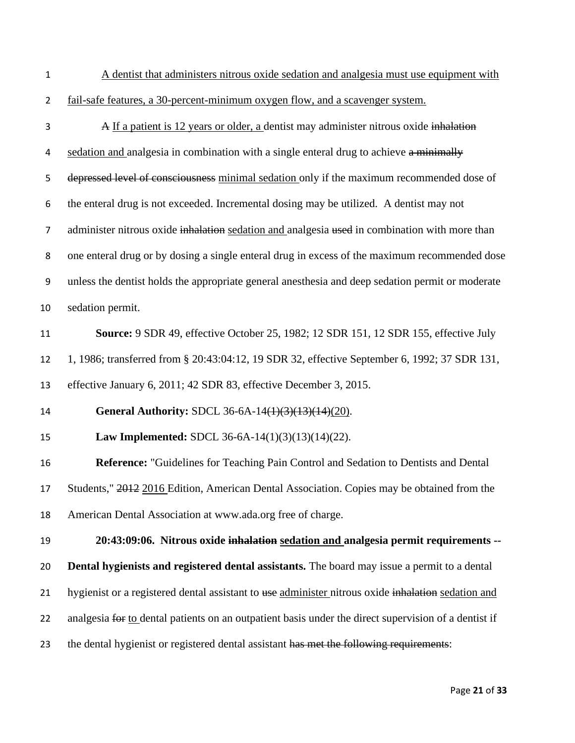<u>A dentist that administers nitrous oxide sedation and analgesia must use equipment with fail-safe features, a 30-percent-minimum oxygen flow, and a scavenger system.</u>

~~A~~ <u>If a patient is 12 years or older, a</u> dentist may administer nitrous oxide ~~inhalation~~ <u>sedation and</u> analgesia in combination with a single enteral drug to achieve ~~a minimally depressed level of consciousness~~ <u>minimal sedation</u> only if the maximum recommended dose of the enteral drug is not exceeded. Incremental dosing may be utilized. A dentist may not administer nitrous oxide ~~inhalation~~ <u>sedation and</u> analgesia ~~used~~ in combination with more than one enteral drug or by dosing a single enteral drug in excess of the maximum recommended dose unless the dentist holds the appropriate general anesthesia and deep sedation permit or moderate sedation permit.

**Source:** 9 SDR 49, effective October 25, 1982; 12 SDR 151, 12 SDR 155, effective July 1, 1986; transferred from § 20:43:04:12, 19 SDR 32, effective September 6, 1992; 37 SDR 131, effective January 6, 2011; 42 SDR 83, effective December 3, 2015.

**General Authority:** SDCL 36-6A-14~~(1)(3)(13)(14)~~<u>(20)</u>.

**Law Implemented:** SDCL 36-6A-14(1)(3)(13)(14)(22).

**Reference:** "Guidelines for Teaching Pain Control and Sedation to Dentists and Dental Students," ~~2012~~ <u>2016</u> Edition, American Dental Association. Copies may be obtained from the American Dental Association at www.ada.org free of charge.

**20:43:09:06. Nitrous oxide ~~inhalation~~ <u>sedation and</u> analgesia permit requirements -- Dental hygienists and registered dental assistants.** The board may issue a permit to a dental hygienist or a registered dental assistant to ~~use~~ <u>administer</u> nitrous oxide ~~inhalation~~ <u>sedation and</u> analgesia ~~for~~ <u>to</u> dental patients on an outpatient basis under the direct supervision of a dentist if the dental hygienist or registered dental assistant ~~has met the following requirements~~: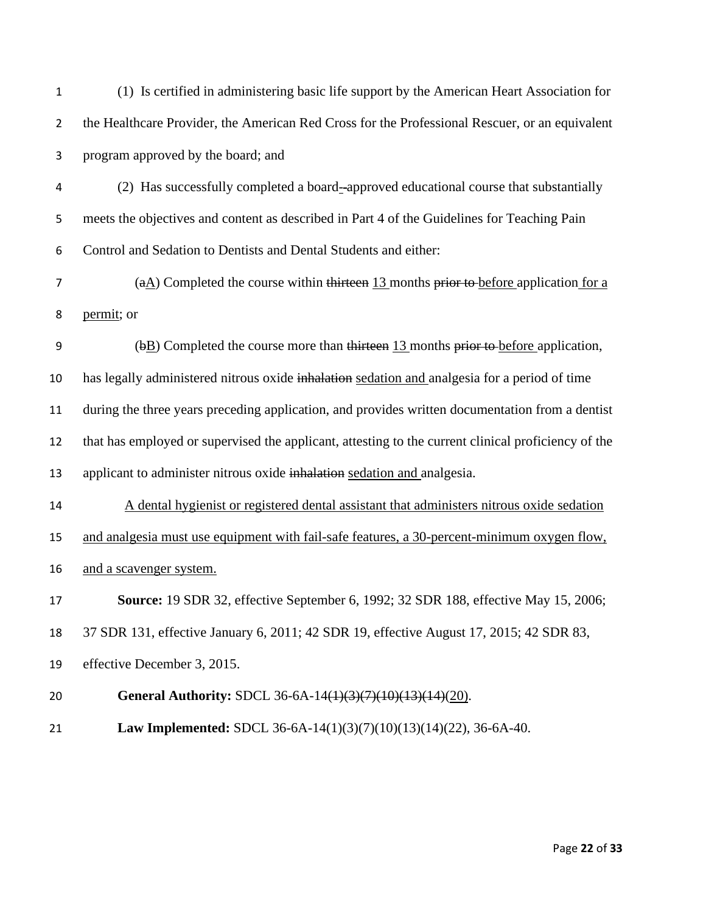(1) Is certified in administering basic life support by the American Heart Association for the Healthcare Provider, the American Red Cross for the Professional Rescuer, or an equivalent program approved by the board; and

(2) Has successfully completed a board-approved educational course that substantially meets the objectives and content as described in Part 4 of the Guidelines for Teaching Pain Control and Sedation to Dentists and Dental Students and either:

(~~a~~<u>A</u>) Completed the course within ~~thirteen~~ <u>13</u> months ~~prior to~~ <u>before</u> application <u>for a permit</u>; or

(~~b~~<u>B</u>) Completed the course more than ~~thirteen~~ <u>13</u> months ~~prior to~~ <u>before</u> application, has legally administered nitrous oxide ~~inhalation~~ <u>sedation and</u> analgesia for a period of time during the three years preceding application, and provides written documentation from a dentist that has employed or supervised the applicant, attesting to the current clinical proficiency of the applicant to administer nitrous oxide ~~inhalation~~ <u>sedation and</u> analgesia.

<u>A dental hygienist or registered dental assistant that administers nitrous oxide sedation and analgesia must use equipment with fail-safe features, a 30-percent-minimum oxygen flow, and a scavenger system.</u>

**Source:** 19 SDR 32, effective September 6, 1992; 32 SDR 188, effective May 15, 2006; 37 SDR 131, effective January 6, 2011; 42 SDR 19, effective August 17, 2015; 42 SDR 83, effective December 3, 2015.

**General Authority:** SDCL 36-6A-14~~(1)(3)(7)(10)(13)(14)~~<u>(20)</u>.

**Law Implemented:** SDCL 36-6A-14(1)(3)(7)(10)(13)(14)(22), 36-6A-40.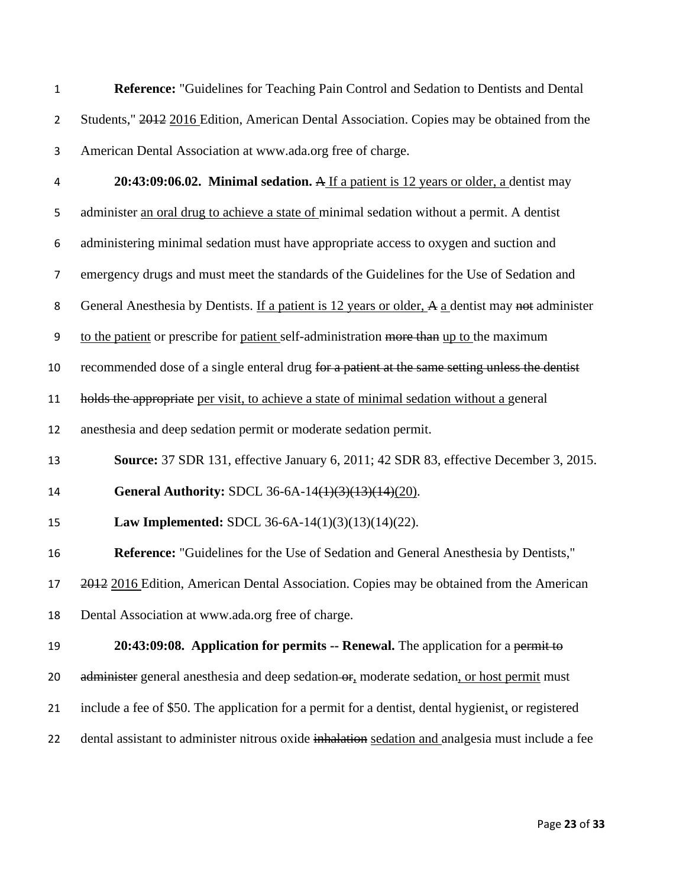**Reference:** "Guidelines for Teaching Pain Control and Sedation to Dentists and Dental Students," ~~2012~~ <u>2016</u> Edition, American Dental Association. Copies may be obtained from the American Dental Association at www.ada.org free of charge.

**20:43:09:06.02. Minimal sedation.** ~~A~~ <u>If a patient is 12 years or older, a</u> dentist may administer <u>an oral drug to achieve a state of</u> minimal sedation without a permit. A dentist administering minimal sedation must have appropriate access to oxygen and suction and emergency drugs and must meet the standards of the Guidelines for the Use of Sedation and General Anesthesia by Dentists. <u>If a patient is 12 years or older,</u> ~~A~~ <u>a</u> dentist may ~~not~~ administer <u>to the patient</u> or prescribe for <u>patient</u> self-administration ~~more than~~ <u>up to</u> the maximum recommended dose of a single enteral drug ~~for a patient at the same setting unless the dentist holds the appropriate~~ <u>per visit, to achieve a state of minimal sedation without a</u> general anesthesia and deep sedation permit or moderate sedation permit.

**Source:** 37 SDR 131, effective January 6, 2011; 42 SDR 83, effective December 3, 2015.

**General Authority:** SDCL 36-6A-14~~(1)(3)(13)(14)~~<u>(20)</u>.

**Law Implemented:** SDCL 36-6A-14(1)(3)(13)(14)(22).

**Reference:** "Guidelines for the Use of Sedation and General Anesthesia by Dentists," ~~2012~~ <u>2016</u> Edition, American Dental Association. Copies may be obtained from the American Dental Association at www.ada.org free of charge.

**20:43:09:08. Application for permits -- Renewal.** The application for a ~~permit to administer~~ general anesthesia and deep sedation ~~or~~<u>,</u> moderate sedation<u>, or host permit</u> must include a fee of $50. The application for a permit for a dentist, dental hygienist<u>,</u> or registered dental assistant to administer nitrous oxide ~~inhalation~~ <u>sedation and</u> analgesia must include a fee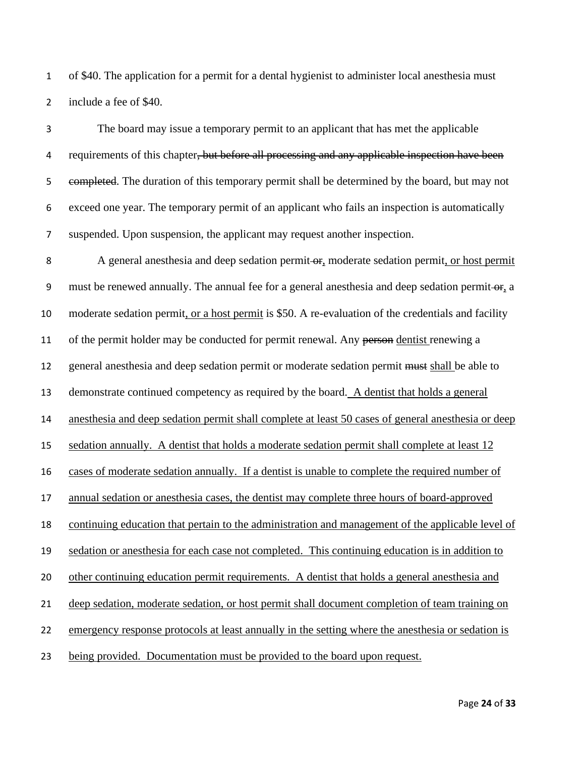of $40. The application for a permit for a dental hygienist to administer local anesthesia must include a fee of $40.

The board may issue a temporary permit to an applicant that has met the applicable requirements of this chapter~~, but before all processing and any applicable inspection have been completed~~. The duration of this temporary permit shall be determined by the board, but may not exceed one year. The temporary permit of an applicant who fails an inspection is automatically suspended. Upon suspension, the applicant may request another inspection.

A general anesthesia and deep sedation permit ~~or~~<u>,</u> moderate sedation permit<u>, or host permit</u> must be renewed annually. The annual fee for a general anesthesia and deep sedation permit ~~or~~<u>,</u> a moderate sedation permit<u>, or a host permit</u> is $50. A re-evaluation of the credentials and facility of the permit holder may be conducted for permit renewal. Any ~~person~~ <u>dentist</u> renewing a general anesthesia and deep sedation permit or moderate sedation permit ~~must~~ <u>shall</u> be able to demonstrate continued competency as required by the board. <u>A dentist that holds a general anesthesia and deep sedation permit shall complete at least 50 cases of general anesthesia or deep sedation annually. A dentist that holds a moderate sedation permit shall complete at least 12 cases of moderate sedation annually. If a dentist is unable to complete the required number of annual sedation or anesthesia cases, the dentist may complete three hours of board-approved continuing education that pertain to the administration and management of the applicable level of sedation or anesthesia for each case not completed. This continuing education is in addition to other continuing education permit requirements. A dentist that holds a general anesthesia and deep sedation, moderate sedation, or host permit shall document completion of team training on emergency response protocols at least annually in the setting where the anesthesia or sedation is being provided. Documentation must be provided to the board upon request.</u>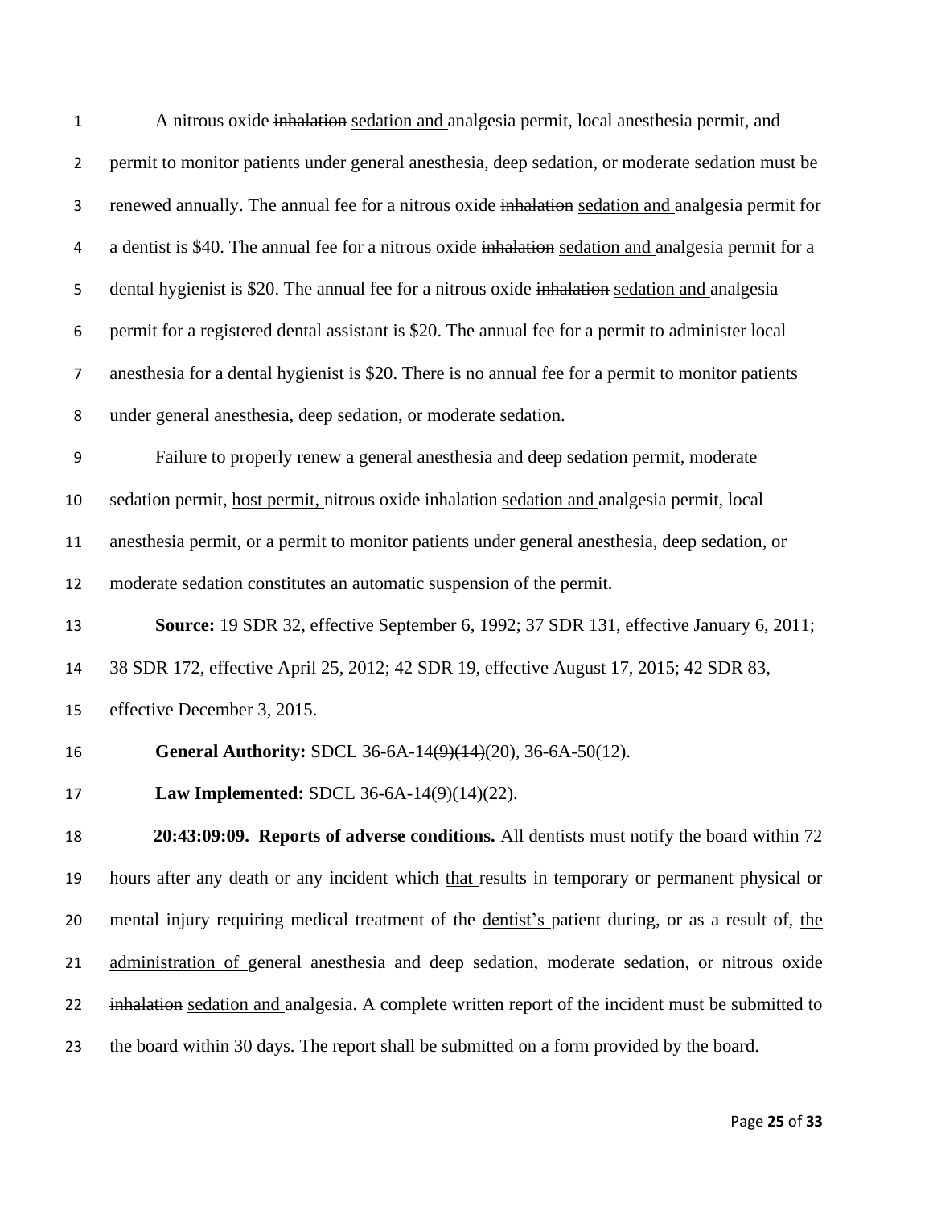A nitrous oxide ~~inhalation~~ <u>sedation and </u>analgesia permit, local anesthesia permit, and permit to monitor patients under general anesthesia, deep sedation, or moderate sedation must be renewed annually. The annual fee for a nitrous oxide ~~inhalation~~ <u>sedation and </u>analgesia permit for a dentist is $40. The annual fee for a nitrous oxide ~~inhalation~~ <u>sedation and </u>analgesia permit for a dental hygienist is $20. The annual fee for a nitrous oxide ~~inhalation~~ <u>sedation and </u>analgesia permit for a registered dental assistant is $20. The annual fee for a permit to administer local anesthesia for a dental hygienist is $20. There is no annual fee for a permit to monitor patients under general anesthesia, deep sedation, or moderate sedation.

Failure to properly renew a general anesthesia and deep sedation permit, moderate sedation permit, <u>host permit, </u>nitrous oxide ~~inhalation~~ <u>sedation and </u>analgesia permit, local anesthesia permit, or a permit to monitor patients under general anesthesia, deep sedation, or moderate sedation constitutes an automatic suspension of the permit.

**Source:** 19 SDR 32, effective September 6, 1992; 37 SDR 131, effective January 6, 2011; 38 SDR 172, effective April 25, 2012; 42 SDR 19, effective August 17, 2015; 42 SDR 83, effective December 3, 2015.

**General Authority:** SDCL 36-6A-14~~(9)(14)~~<u>(20)</u>, 36-6A-50(12).

**Law Implemented:** SDCL 36-6A-14(9)(14)(22).

**20:43:09:09. Reports of adverse conditions.** All dentists must notify the board within 72 hours after any death or any incident ~~which~~ <u>that </u>results in temporary or permanent physical or mental injury requiring medical treatment of the <u>dentist's </u>patient during, or as a result of, <u>the administration of </u>general anesthesia and deep sedation, moderate sedation, or nitrous oxide ~~inhalation~~ <u>sedation and </u>analgesia. A complete written report of the incident must be submitted to the board within 30 days. The report shall be submitted on a form provided by the board.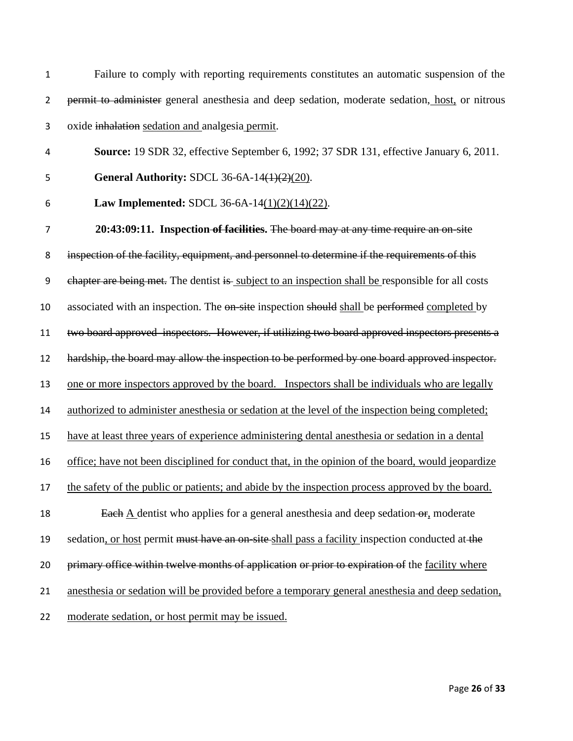Failure to comply with reporting requirements constitutes an automatic suspension of the ~~permit to administer~~ general anesthesia and deep sedation, moderate sedation, <u>host,</u> or nitrous oxide ~~inhalation~~ <u>sedation and</u> analgesia <u>permit</u>.

**Source:** 19 SDR 32, effective September 6, 1992; 37 SDR 131, effective January 6, 2011.

**General Authority:** SDCL 36-6A-14~~(1)(2)~~<u>(20)</u>.

**Law Implemented:** SDCL 36-6A-14<u>(1)(2)(14)(22)</u>.

**20:43:09:11. Inspection ~~of facilities~~.** ~~The board may at any time require an on-site inspection of the facility, equipment, and personnel to determine if the requirements of this chapter are being met.~~ The dentist ~~is~~ <u>subject to an inspection shall be</u> responsible for all costs associated with an inspection. The ~~on-site~~ inspection ~~should~~ <u>shall</u> be ~~performed~~ <u>completed</u> by ~~two board approved inspectors. However, if utilizing two board approved inspectors presents a hardship, the board may allow the inspection to be performed by one board approved inspector.~~ <u>one or more inspectors approved by the board. Inspectors shall be individuals who are legally authorized to administer anesthesia or sedation at the level of the inspection being completed; have at least three years of experience administering dental anesthesia or sedation in a dental office; have not been disciplined for conduct that, in the opinion of the board, would jeopardize the safety of the public or patients; and abide by the inspection process approved by the board.</u>

~~Each~~ <u>A</u> dentist who applies for a general anesthesia and deep sedation ~~or~~<u>,</u> moderate sedation<u>, or host</u> permit ~~must have an on-site~~ <u>shall pass a facility</u> inspection conducted at ~~the primary office within twelve months of application or prior to expiration of~~ the <u>facility where anesthesia or sedation will be provided before a temporary general anesthesia and deep sedation, moderate sedation, or host permit may be issued.</u>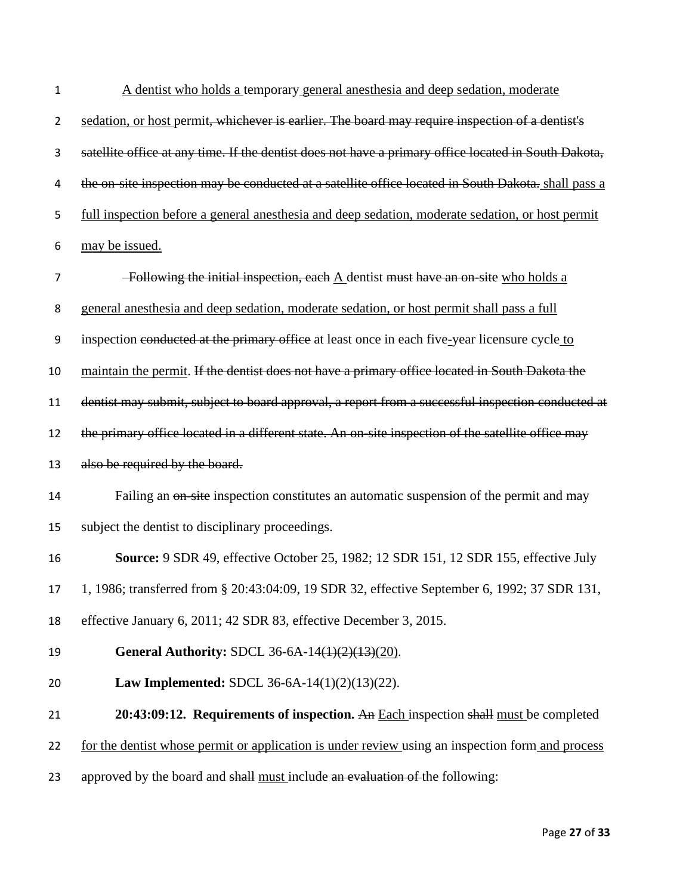A dentist who holds a temporary general anesthesia and deep sedation, moderate sedation, or host permit~~, whichever is earlier. The board may require inspection of a dentist's satellite office at any time. If the dentist does not have a primary office located in South Dakota, the on-site inspection may be conducted at a satellite office located in South Dakota.~~ shall pass a full inspection before a general anesthesia and deep sedation, moderate sedation, or host permit may be issued.

~~Following the initial inspection, each~~ A dentist ~~must~~ ~~have an on-site~~ who holds a general anesthesia and deep sedation, moderate sedation, or host permit shall pass a full inspection ~~conducted at the primary office~~ at least once in each five-year licensure cycle to maintain the permit. ~~If the dentist does not have a primary office located in South Dakota the dentist may submit, subject to board approval, a report from a successful inspection conducted at the primary office located in a different state. An on-site inspection of the satellite office may also be required by the board.~~

Failing an ~~on-site~~ inspection constitutes an automatic suspension of the permit and may subject the dentist to disciplinary proceedings.

**Source:** 9 SDR 49, effective October 25, 1982; 12 SDR 151, 12 SDR 155, effective July 1, 1986; transferred from § 20:43:04:09, 19 SDR 32, effective September 6, 1992; 37 SDR 131, effective January 6, 2011; 42 SDR 83, effective December 3, 2015.

**General Authority:** SDCL 36-6A-14~~(1)(2)(13)~~(20).

**Law Implemented:** SDCL 36-6A-14(1)(2)(13)(22).

**20:43:09:12. Requirements of inspection.** ~~An~~ Each inspection ~~shall~~ must be completed for the dentist whose permit or application is under review using an inspection form and process approved by the board and ~~shall~~ must include ~~an evaluation of~~ the following: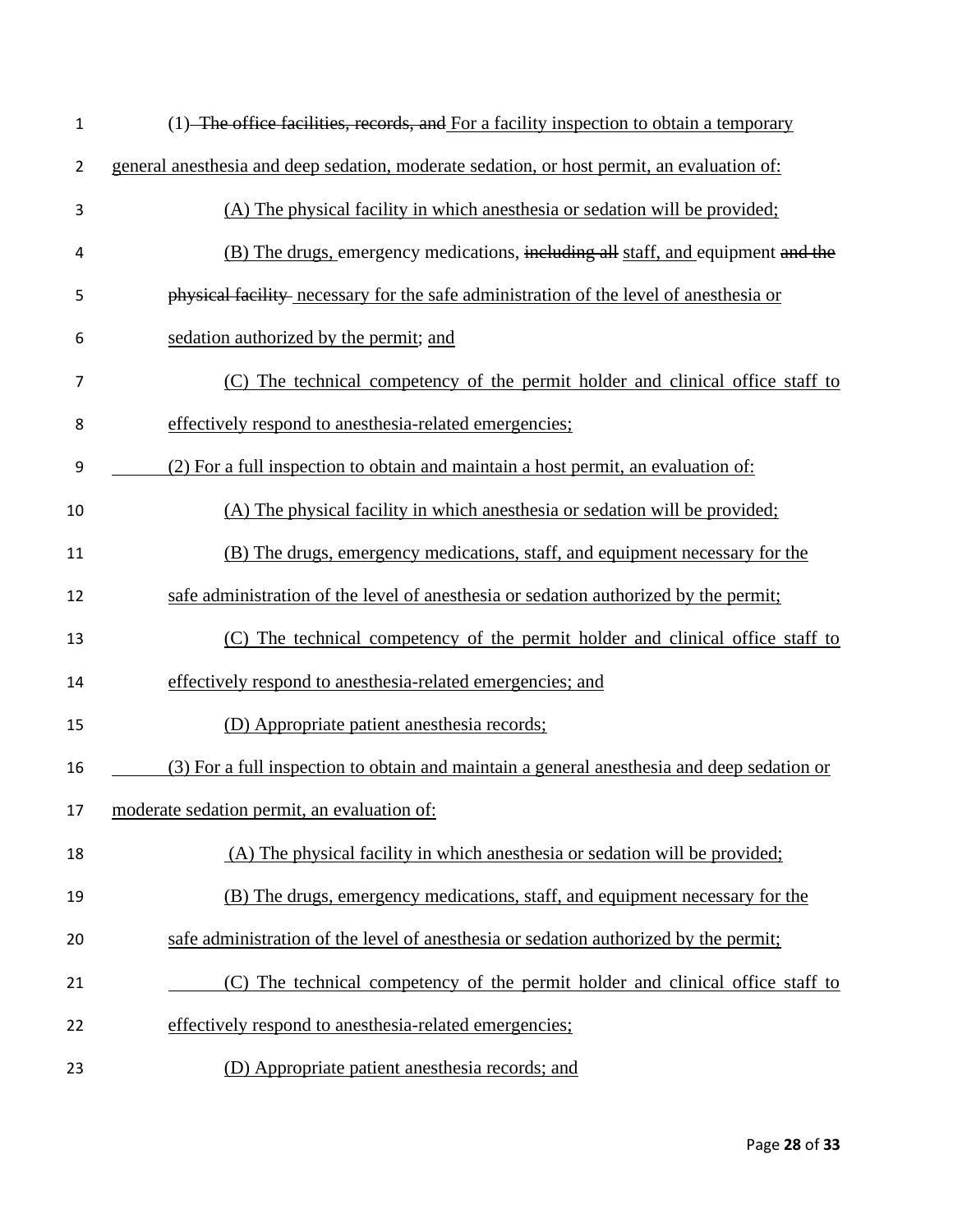(1) ~~The office facilities, records, and~~ For a facility inspection to obtain a temporary general anesthesia and deep sedation, moderate sedation, or host permit, an evaluation of:

(A) The physical facility in which anesthesia or sedation will be provided;

(B) The drugs, emergency medications, ~~including all~~ staff, and equipment ~~and the physical facility~~ necessary for the safe administration of the level of anesthesia or sedation authorized by the permit; and

(C) The technical competency of the permit holder and clinical office staff to effectively respond to anesthesia-related emergencies;

(2) For a full inspection to obtain and maintain a host permit, an evaluation of:

(A) The physical facility in which anesthesia or sedation will be provided;

(B) The drugs, emergency medications, staff, and equipment necessary for the safe administration of the level of anesthesia or sedation authorized by the permit;

(C) The technical competency of the permit holder and clinical office staff to effectively respond to anesthesia-related emergencies; and

(D) Appropriate patient anesthesia records;

(3) For a full inspection to obtain and maintain a general anesthesia and deep sedation or moderate sedation permit, an evaluation of:

(A) The physical facility in which anesthesia or sedation will be provided;

(B) The drugs, emergency medications, staff, and equipment necessary for the safe administration of the level of anesthesia or sedation authorized by the permit;

(C) The technical competency of the permit holder and clinical office staff to effectively respond to anesthesia-related emergencies;

(D) Appropriate patient anesthesia records; and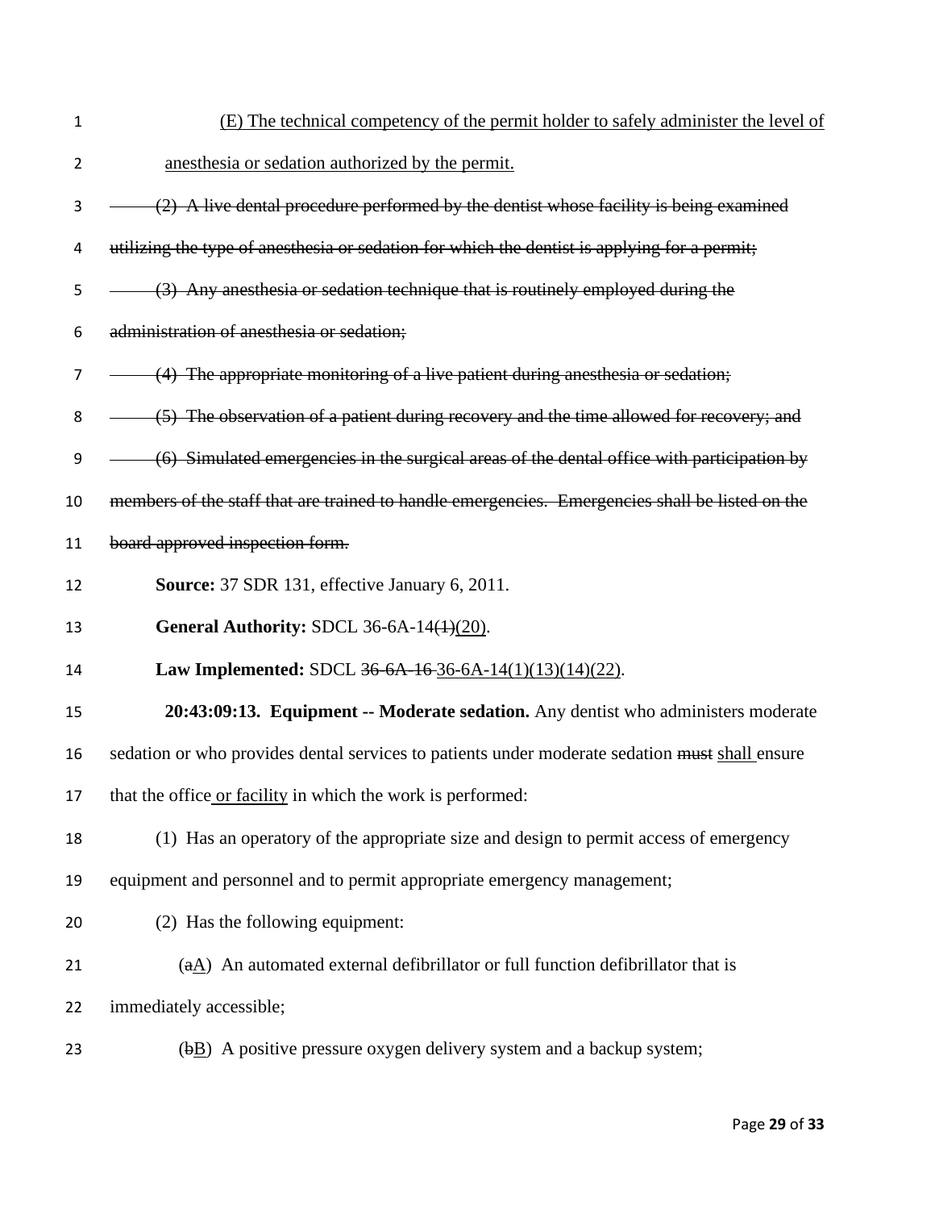<u>(E) The technical competency of the permit holder to safely administer the level of anesthesia or sedation authorized by the permit.</u>

~~(2) A live dental procedure performed by the dentist whose facility is being examined utilizing the type of anesthesia or sedation for which the dentist is applying for a permit;~~

~~(3) Any anesthesia or sedation technique that is routinely employed during the administration of anesthesia or sedation;~~

~~(4) The appropriate monitoring of a live patient during anesthesia or sedation;~~

~~(5) The observation of a patient during recovery and the time allowed for recovery; and~~

~~(6) Simulated emergencies in the surgical areas of the dental office with participation by members of the staff that are trained to handle emergencies. Emergencies shall be listed on the board approved inspection form.~~

**Source:** 37 SDR 131, effective January 6, 2011.

**General Authority:** SDCL 36-6A-14~~(1)~~<u>(20)</u>.

**Law Implemented:** SDCL ~~36-6A-16~~ <u>36-6A-14(1)(13)(14)(22)</u>.

**20:43:09:13. Equipment -- Moderate sedation.** Any dentist who administers moderate sedation or who provides dental services to patients under moderate sedation ~~must~~ <u>shall</u> ensure that the office <u>or facility</u> in which the work is performed:

(1) Has an operatory of the appropriate size and design to permit access of emergency equipment and personnel and to permit appropriate emergency management;

(2) Has the following equipment:

(~~a~~<u>A</u>) An automated external defibrillator or full function defibrillator that is immediately accessible;

(~~b~~<u>B</u>) A positive pressure oxygen delivery system and a backup system;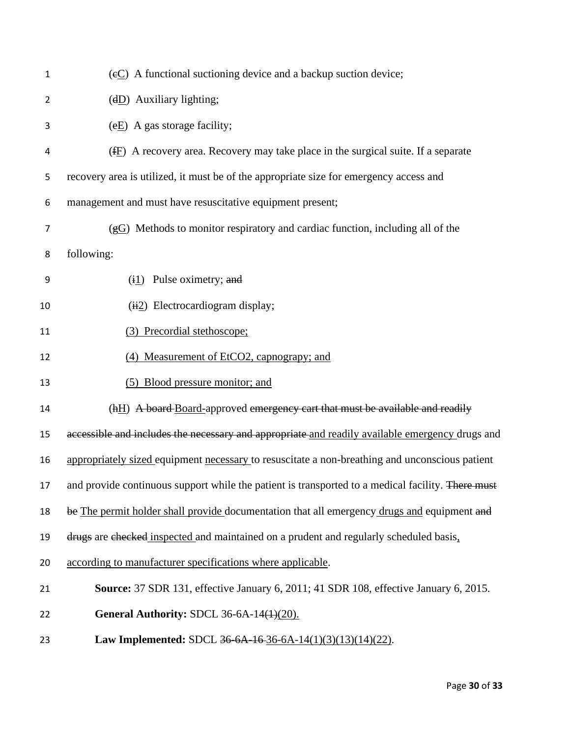(~~c~~<u>C</u>) A functional suctioning device and a backup suction device;

(~~d~~<u>D</u>) Auxiliary lighting;

(~~e~~<u>E</u>) A gas storage facility;

(~~f~~<u>F</u>) A recovery area. Recovery may take place in the surgical suite. If a separate recovery area is utilized, it must be of the appropriate size for emergency access and management and must have resuscitative equipment present;

(~~g~~<u>G</u>) Methods to monitor respiratory and cardiac function, including all of the following:

(~~i~~<u>1</u>) Pulse oximetry; ~~and~~

(~~ii~~<u>2</u>) Electrocardiogram display;

<u>(3) Precordial stethoscope;</u>

<u>(4) Measurement of EtCO2, capnograpy; and</u>

<u>(5) Blood pressure monitor; and</u>

(~~h~~<u>H</u>) ~~A board~~ <u>Board</u>-approved ~~emergency cart that must be available and readily accessible and includes the necessary and appropriate~~ <u>and readily available emergency</u> drugs and <u>appropriately sized</u> equipment <u>necessary</u> to resuscitate a non-breathing and unconscious patient and provide continuous support while the patient is transported to a medical facility. ~~There must be~~ <u>The permit holder shall provide</u> documentation that all emergency <u>drugs and</u> equipment ~~and drugs~~ are ~~checked~~ <u>inspected</u> and maintained on a prudent and regularly scheduled basis<u>, according to manufacturer specifications where applicable</u>.

**Source:** 37 SDR 131, effective January 6, 2011; 41 SDR 108, effective January 6, 2015.

**General Authority:** SDCL 36-6A-14~~(1)~~<u>(20).</u>

**Law Implemented:** SDCL ~~36-6A-16~~ <u>36-6A-14(1)(3)(13)(14)(22)</u>.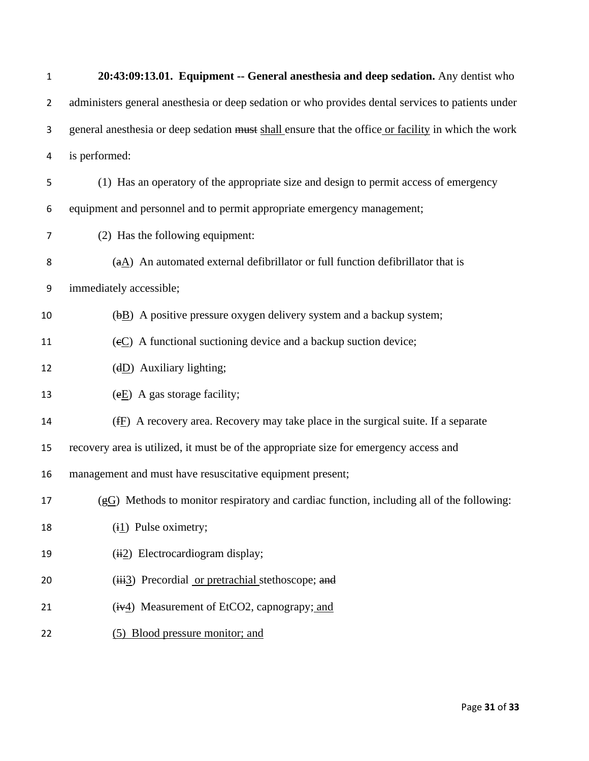**20:43:09:13.01. Equipment -- General anesthesia and deep sedation.** Any dentist who administers general anesthesia or deep sedation or who provides dental services to patients under general anesthesia or deep sedation ~~must~~ <u>shall</u> ensure that the office <u>or facility</u> in which the work is performed:

(1) Has an operatory of the appropriate size and design to permit access of emergency equipment and personnel and to permit appropriate emergency management;

(2) Has the following equipment:

(~~a~~<u>A</u>) An automated external defibrillator or full function defibrillator that is immediately accessible;

(~~b~~<u>B</u>) A positive pressure oxygen delivery system and a backup system;

(~~c~~<u>C</u>) A functional suctioning device and a backup suction device;

(~~d~~<u>D</u>) Auxiliary lighting;

(~~e~~<u>E</u>) A gas storage facility;

(~~f~~<u>F</u>) A recovery area. Recovery may take place in the surgical suite. If a separate recovery area is utilized, it must be of the appropriate size for emergency access and management and must have resuscitative equipment present;

(~~g~~<u>G</u>) Methods to monitor respiratory and cardiac function, including all of the following:

(~~i~~<u>1</u>) Pulse oximetry;

(~~ii~~<u>2</u>) Electrocardiogram display;

(~~iii~~<u>3</u>) Precordial <u>or pretrachial</u> stethoscope; ~~and~~

(~~iv~~<u>4</u>) Measurement of EtCO2, capnograpy;<u> and</u>

<u>(5) Blood pressure monitor; and</u>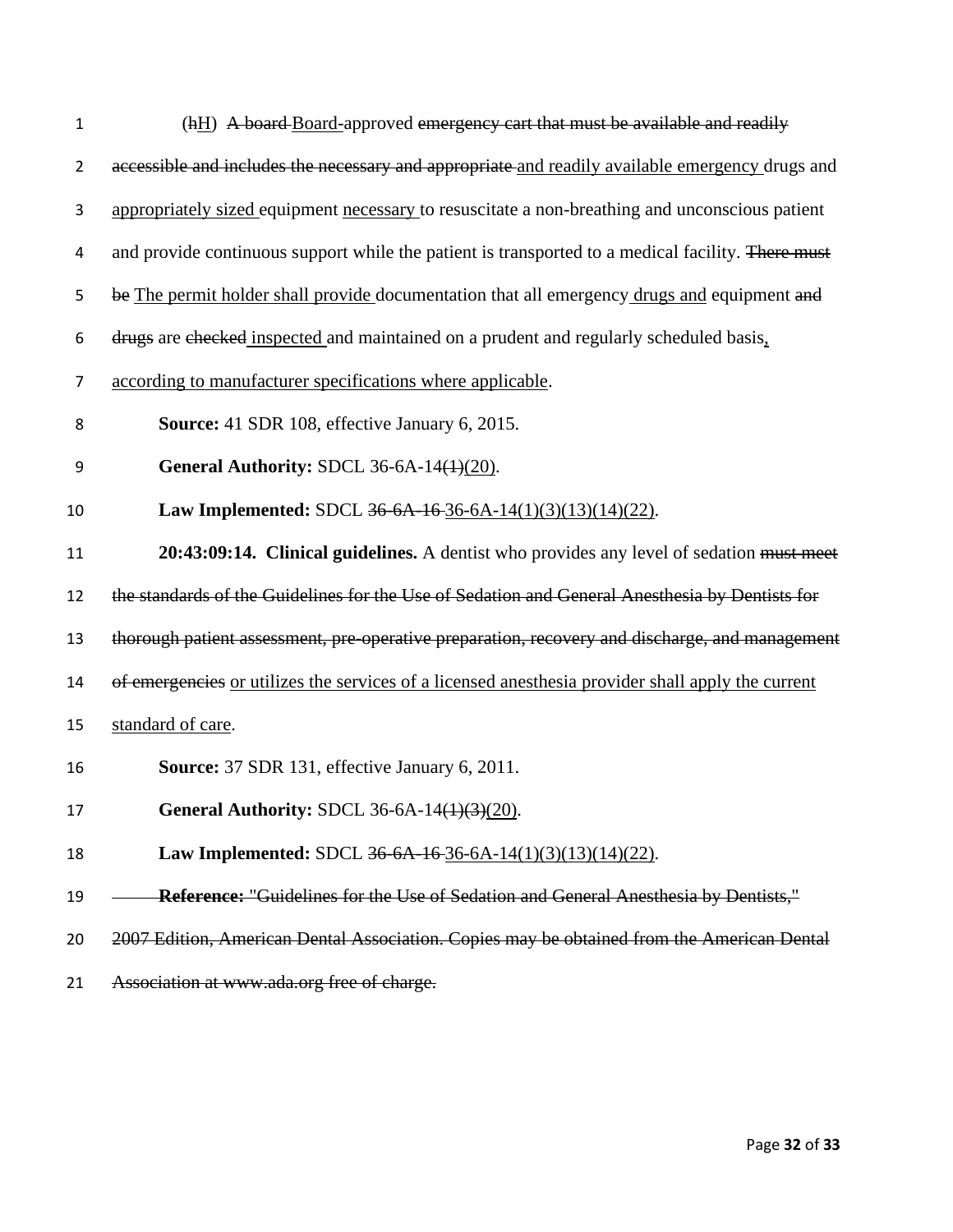(~~h~~<u>H</u>) ~~A board~~ <u>Board</u>-approved ~~emergency cart that must be available and readily accessible and includes the necessary and appropriate~~ <u>and readily available emergency</u> drugs and <u>appropriately sized</u> equipment <u>necessary</u> to resuscitate a non-breathing and unconscious patient and provide continuous support while the patient is transported to a medical facility. ~~There must be~~ <u>The permit holder shall provide</u> documentation that all emergency <u>drugs and</u> equipment ~~and drugs~~ are ~~checked~~ <u>inspected</u> and maintained on a prudent and regularly scheduled basis<u>, according to manufacturer specifications where applicable</u>.

**Source:** 41 SDR 108, effective January 6, 2015.

**General Authority:** SDCL 36-6A-14~~(1)~~<u>(20)</u>.

**Law Implemented:** SDCL ~~36-6A-16~~ <u>36-6A-14(1)(3)(13)(14)(22)</u>.

**20:43:09:14. Clinical guidelines.** A dentist who provides any level of sedation ~~must meet the standards of the Guidelines for the Use of Sedation and General Anesthesia by Dentists for thorough patient assessment, pre-operative preparation, recovery and discharge, and management of emergencies~~ <u>or utilizes the services of a licensed anesthesia provider shall apply the current standard of care</u>.

**Source:** 37 SDR 131, effective January 6, 2011.

**General Authority:** SDCL 36-6A-14~~(1)(3)~~<u>(20)</u>.

**Law Implemented:** SDCL ~~36-6A-16~~ <u>36-6A-14(1)(3)(13)(14)(22)</u>.

~~**Reference:** "Guidelines for the Use of Sedation and General Anesthesia by Dentists," 2007 Edition, American Dental Association. Copies may be obtained from the American Dental Association at www.ada.org free of charge.~~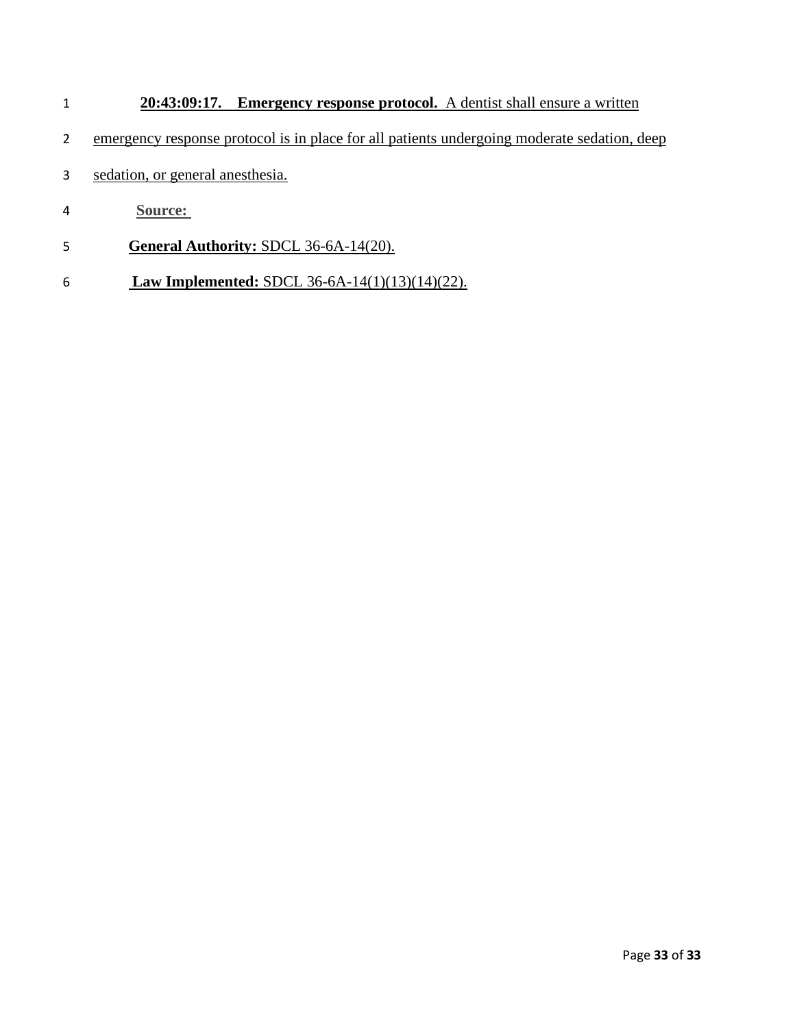**20:43:09:17. Emergency response protocol.** A dentist shall ensure a written emergency response protocol is in place for all patients undergoing moderate sedation, deep sedation, or general anesthesia.

**Source:**

**General Authority:** SDCL 36-6A-14(20).

**Law Implemented:** SDCL 36-6A-14(1)(13)(14)(22).